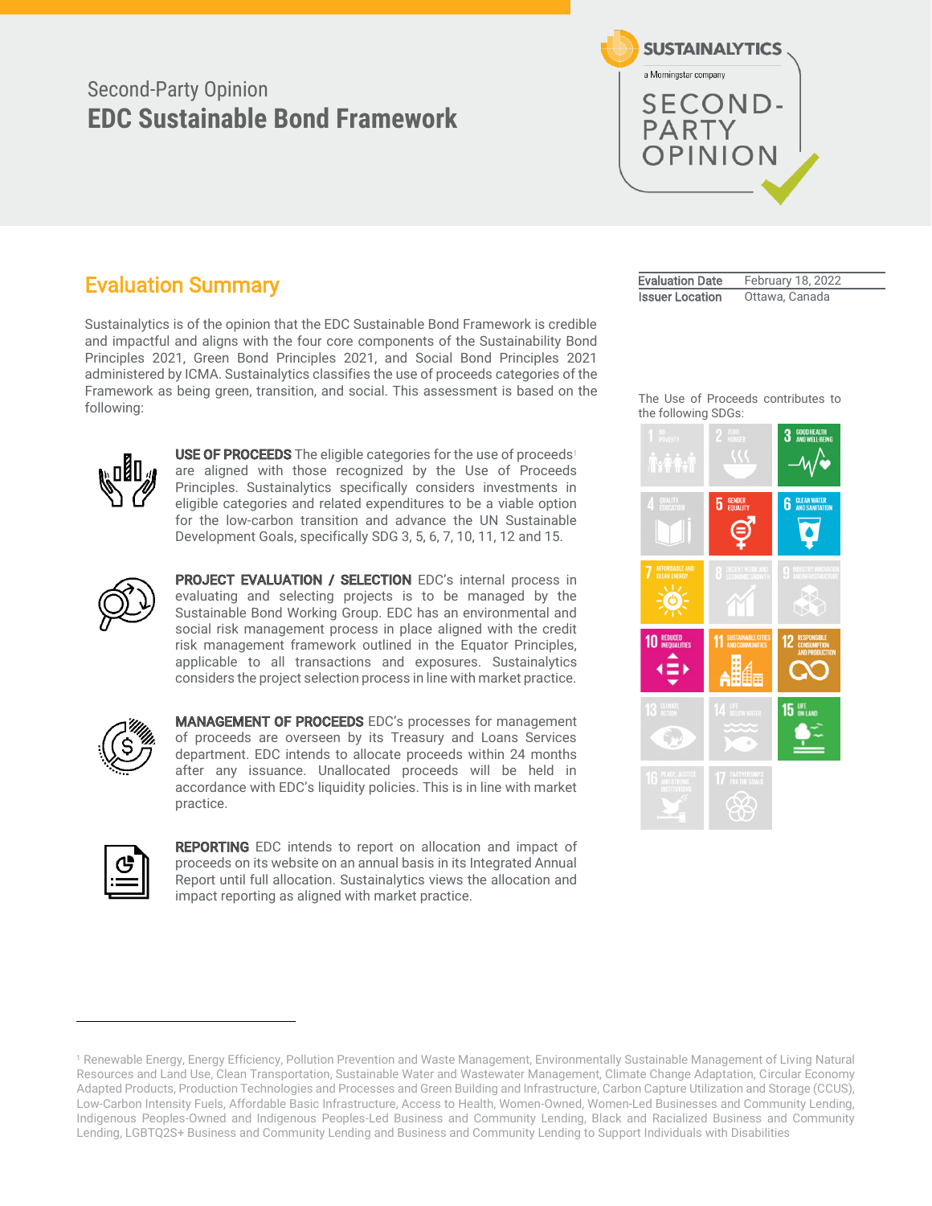Second-Party Opinion

# EDC Sustainable Bond Framework

SUSTAINALYTICS
a Morningstar company
SECOND-PARTY OPINION

## Evaluation Summary

| | |
|---|---|
| Evaluation Date | February 18, 2022 |
| Issuer Location | Ottawa, Canada |

Sustainalytics is of the opinion that the EDC Sustainable Bond Framework is credible and impactful and aligns with the four core components of the Sustainability Bond Principles 2021, Green Bond Principles 2021, and Social Bond Principles 2021 administered by ICMA. Sustainalytics classifies the use of proceeds categories of the Framework as being green, transition, and social. This assessment is based on the following:

**USE OF PROCEEDS** The eligible categories for the use of proceeds[1] are aligned with those recognized by the Use of Proceeds Principles. Sustainalytics specifically considers investments in eligible categories and related expenditures to be a viable option for the low-carbon transition and advance the UN Sustainable Development Goals, specifically SDG 3, 5, 6, 7, 10, 11, 12 and 15.

**PROJECT EVALUATION / SELECTION** EDC's internal process in evaluating and selecting projects is to be managed by the Sustainable Bond Working Group. EDC has an environmental and social risk management process in place aligned with the credit risk management framework outlined in the Equator Principles, applicable to all transactions and exposures. Sustainalytics considers the project selection process in line with market practice.

**MANAGEMENT OF PROCEEDS** EDC's processes for management of proceeds are overseen by its Treasury and Loans Services department. EDC intends to allocate proceeds within 24 months after any issuance. Unallocated proceeds will be held in accordance with EDC's liquidity policies. This is in line with market practice.

**REPORTING** EDC intends to report on allocation and impact of proceeds on its website on an annual basis in its Integrated Annual Report until full allocation. Sustainalytics views the allocation and impact reporting as aligned with market practice.

The Use of Proceeds contributes to the following SDGs:

3 Good Health and Well-Being; 5 Gender Equality; 6 Clean Water and Sanitation; 7 Affordable and Clean Energy; 10 Reduced Inequalities; 11 Sustainable Cities and Communities; 12 Responsible Consumption and Production; 15 Life on Land

---

[1] Renewable Energy, Energy Efficiency, Pollution Prevention and Waste Management, Environmentally Sustainable Management of Living Natural Resources and Land Use, Clean Transportation, Sustainable Water and Wastewater Management, Climate Change Adaptation, Circular Economy Adapted Products, Production Technologies and Processes and Green Building and Infrastructure, Carbon Capture Utilization and Storage (CCUS), Low-Carbon Intensity Fuels, Affordable Basic Infrastructure, Access to Health, Women-Owned, Women-Led Businesses and Community Lending, Indigenous Peoples-Owned and Indigenous Peoples-Led Business and Community Lending, Black and Racialized Business and Community Lending, LGBTQ2S+ Business and Community Lending and Business and Community Lending to Support Individuals with Disabilities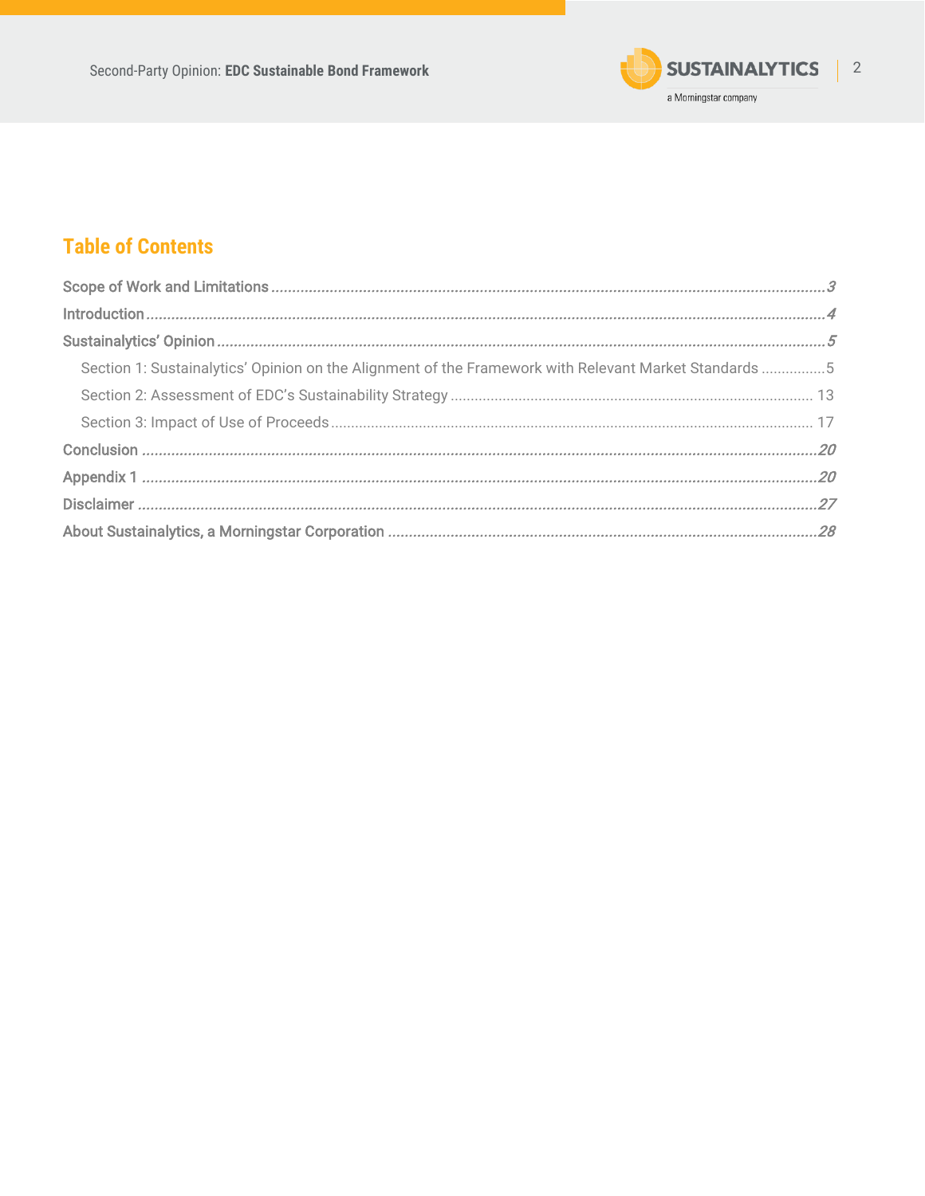## Table of Contents

Scope of Work and Limitations ........................................ 3
Introduction ........................................ 4
Sustainalytics' Opinion ........................................ 5
  Section 1: Sustainalytics' Opinion on the Alignment of the Framework with Relevant Market Standards ........................................ 5
  Section 2: Assessment of EDC's Sustainability Strategy ........................................ 13
  Section 3: Impact of Use of Proceeds ........................................ 17
Conclusion ........................................ 20
Appendix 1 ........................................ 20
Disclaimer ........................................ 27
About Sustainalytics, a Morningstar Corporation ........................................ 28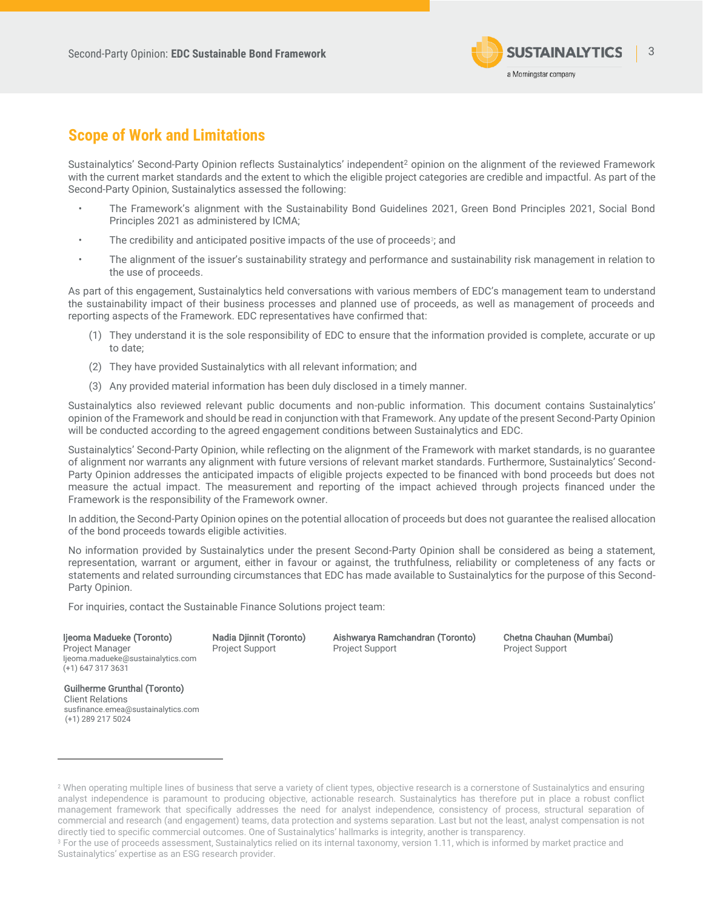## Scope of Work and Limitations

Sustainalytics' Second-Party Opinion reflects Sustainalytics' independent[2] opinion on the alignment of the reviewed Framework with the current market standards and the extent to which the eligible project categories are credible and impactful. As part of the Second-Party Opinion, Sustainalytics assessed the following:

- The Framework's alignment with the Sustainability Bond Guidelines 2021, Green Bond Principles 2021, Social Bond Principles 2021 as administered by ICMA;
- The credibility and anticipated positive impacts of the use of proceeds[3]; and
- The alignment of the issuer's sustainability strategy and performance and sustainability risk management in relation to the use of proceeds.

As part of this engagement, Sustainalytics held conversations with various members of EDC's management team to understand the sustainability impact of their business processes and planned use of proceeds, as well as management of proceeds and reporting aspects of the Framework. EDC representatives have confirmed that:

(1) They understand it is the sole responsibility of EDC to ensure that the information provided is complete, accurate or up to date;

(2) They have provided Sustainalytics with all relevant information; and

(3) Any provided material information has been duly disclosed in a timely manner.

Sustainalytics also reviewed relevant public documents and non-public information. This document contains Sustainalytics' opinion of the Framework and should be read in conjunction with that Framework. Any update of the present Second-Party Opinion will be conducted according to the agreed engagement conditions between Sustainalytics and EDC.

Sustainalytics' Second-Party Opinion, while reflecting on the alignment of the Framework with market standards, is no guarantee of alignment nor warrants any alignment with future versions of relevant market standards. Furthermore, Sustainalytics' Second-Party Opinion addresses the anticipated impacts of eligible projects expected to be financed with bond proceeds but does not measure the actual impact. The measurement and reporting of the impact achieved through projects financed under the Framework is the responsibility of the Framework owner.

In addition, the Second-Party Opinion opines on the potential allocation of proceeds but does not guarantee the realised allocation of the bond proceeds towards eligible activities.

No information provided by Sustainalytics under the present Second-Party Opinion shall be considered as being a statement, representation, warrant or argument, either in favour or against, the truthfulness, reliability or completeness of any facts or statements and related surrounding circumstances that EDC has made available to Sustainalytics for the purpose of this Second-Party Opinion.

For inquiries, contact the Sustainable Finance Solutions project team:

**Ijeoma Madueke (Toronto)**
Project Manager
ljeoma.madueke@sustainalytics.com
(+1) 647 317 3631

**Nadia Djinnit (Toronto)**
Project Support

**Aishwarya Ramchandran (Toronto)**
Project Support

**Chetna Chauhan (Mumbai)**
Project Support

**Guilherme Grunthal (Toronto)**
Client Relations
susfinance.emea@sustainalytics.com
(+1) 289 217 5024

---

[2] When operating multiple lines of business that serve a variety of client types, objective research is a cornerstone of Sustainalytics and ensuring analyst independence is paramount to producing objective, actionable research. Sustainalytics has therefore put in place a robust conflict management framework that specifically addresses the need for analyst independence, consistency of process, structural separation of commercial and research (and engagement) teams, data protection and systems separation. Last but not the least, analyst compensation is not directly tied to specific commercial outcomes. One of Sustainalytics' hallmarks is integrity, another is transparency.

[3] For the use of proceeds assessment, Sustainalytics relied on its internal taxonomy, version 1.11, which is informed by market practice and Sustainalytics' expertise as an ESG research provider.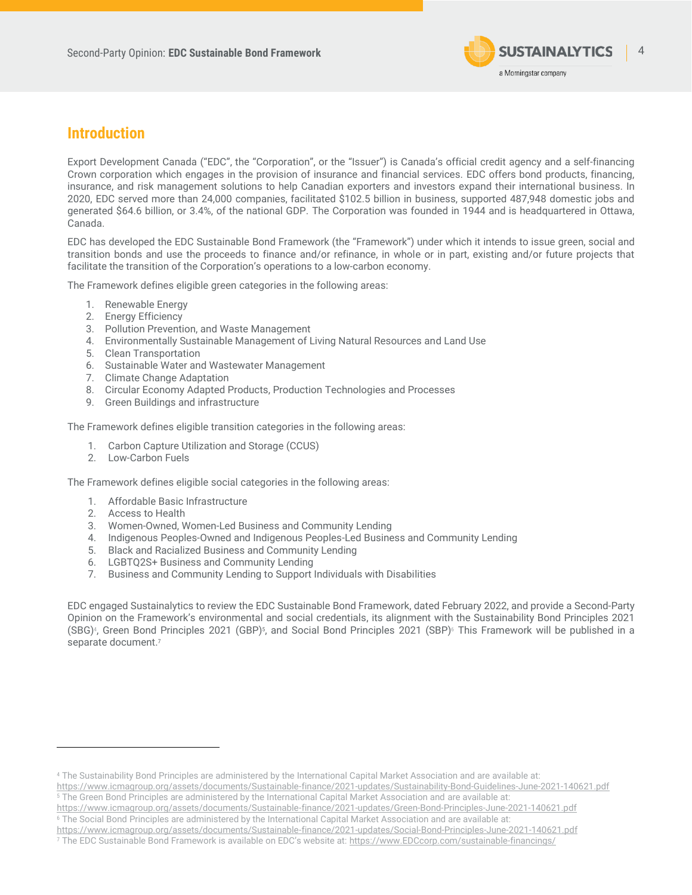## Introduction

Export Development Canada ("EDC", the "Corporation", or the "Issuer") is Canada's official credit agency and a self-financing Crown corporation which engages in the provision of insurance and financial services. EDC offers bond products, financing, insurance, and risk management solutions to help Canadian exporters and investors expand their international business. In 2020, EDC served more than 24,000 companies, facilitated $102.5 billion in business, supported 487,948 domestic jobs and generated $64.6 billion, or 3.4%, of the national GDP. The Corporation was founded in 1944 and is headquartered in Ottawa, Canada.

EDC has developed the EDC Sustainable Bond Framework (the "Framework") under which it intends to issue green, social and transition bonds and use the proceeds to finance and/or refinance, in whole or in part, existing and/or future projects that facilitate the transition of the Corporation's operations to a low-carbon economy.

The Framework defines eligible green categories in the following areas:

1. Renewable Energy
2. Energy Efficiency
3. Pollution Prevention, and Waste Management
4. Environmentally Sustainable Management of Living Natural Resources and Land Use
5. Clean Transportation
6. Sustainable Water and Wastewater Management
7. Climate Change Adaptation
8. Circular Economy Adapted Products, Production Technologies and Processes
9. Green Buildings and infrastructure

The Framework defines eligible transition categories in the following areas:

1. Carbon Capture Utilization and Storage (CCUS)
2. Low-Carbon Fuels

The Framework defines eligible social categories in the following areas:

1. Affordable Basic Infrastructure
2. Access to Health
3. Women-Owned, Women-Led Business and Community Lending
4. Indigenous Peoples-Owned and Indigenous Peoples-Led Business and Community Lending
5. Black and Racialized Business and Community Lending
6. LGBTQ2S+ Business and Community Lending
7. Business and Community Lending to Support Individuals with Disabilities

EDC engaged Sustainalytics to review the EDC Sustainable Bond Framework, dated February 2022, and provide a Second-Party Opinion on the Framework's environmental and social credentials, its alignment with the Sustainability Bond Principles 2021 (SBG)[4], Green Bond Principles 2021 (GBP)[5], and Social Bond Principles 2021 (SBP)[6] This Framework will be published in a separate document.[7]

---

[4] The Sustainability Bond Principles are administered by the International Capital Market Association and are available at: https://www.icmagroup.org/assets/documents/Sustainable-finance/2021-updates/Sustainability-Bond-Guidelines-June-2021-140621.pdf

[5] The Green Bond Principles are administered by the International Capital Market Association and are available at: https://www.icmagroup.org/assets/documents/Sustainable-finance/2021-updates/Green-Bond-Principles-June-2021-140621.pdf

[6] The Social Bond Principles are administered by the International Capital Market Association and are available at: https://www.icmagroup.org/assets/documents/Sustainable-finance/2021-updates/Social-Bond-Principles-June-2021-140621.pdf

[7] The EDC Sustainable Bond Framework is available on EDC's website at: https://www.EDCcorp.com/sustainable-financings/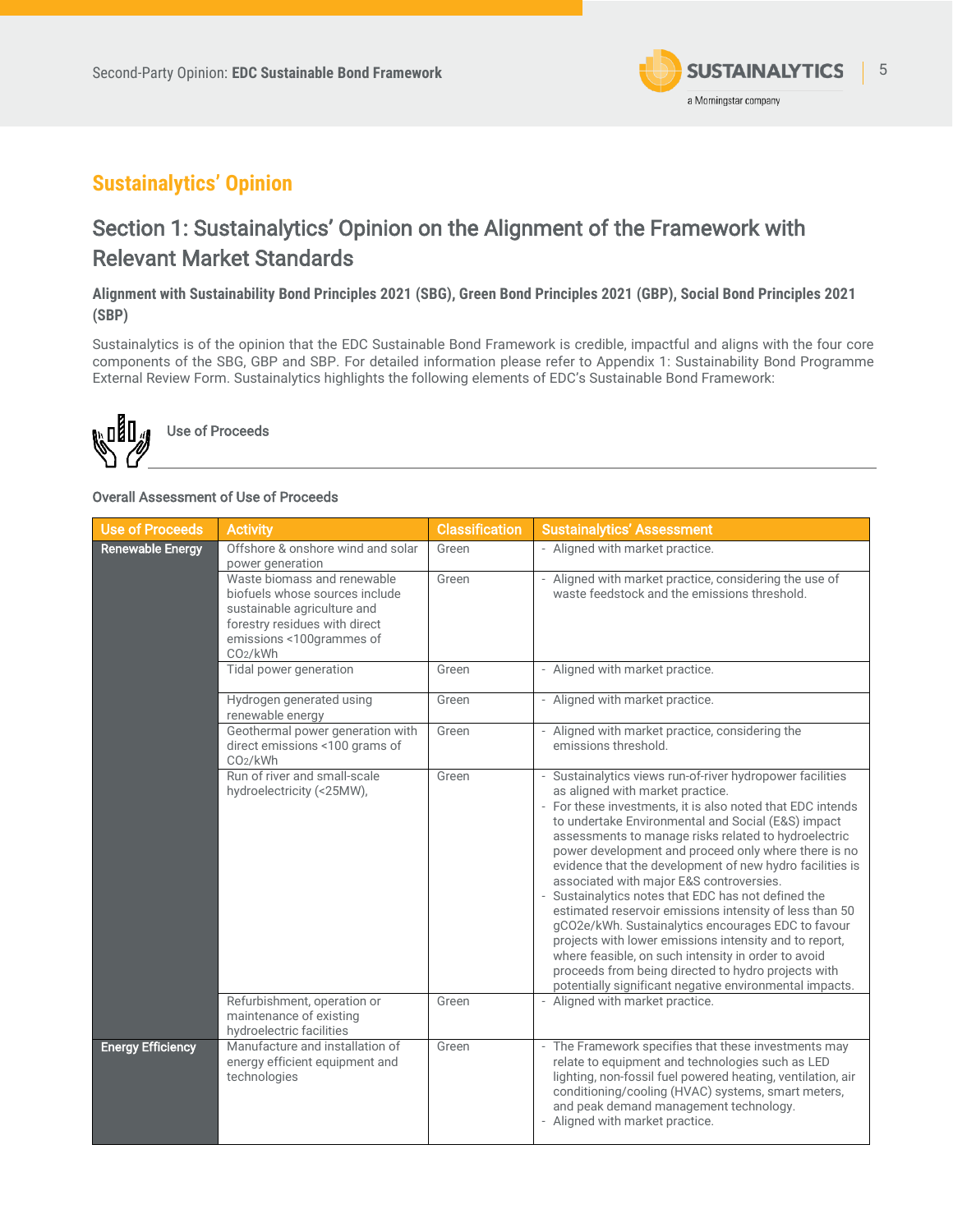# Sustainalytics' Opinion

## Section 1: Sustainalytics' Opinion on the Alignment of the Framework with Relevant Market Standards

**Alignment with Sustainability Bond Principles 2021 (SBG), Green Bond Principles 2021 (GBP), Social Bond Principles 2021 (SBP)**

Sustainalytics is of the opinion that the EDC Sustainable Bond Framework is credible, impactful and aligns with the four core components of the SBG, GBP and SBP. For detailed information please refer to Appendix 1: Sustainability Bond Programme External Review Form. Sustainalytics highlights the following elements of EDC's Sustainable Bond Framework:

### Use of Proceeds

**Overall Assessment of Use of Proceeds**

| Use of Proceeds | Activity | Classification | Sustainalytics' Assessment |
|---|---|---|---|
| **Renewable Energy** | Offshore & onshore wind and solar power generation | Green | - Aligned with market practice. |
| | Waste biomass and renewable biofuels whose sources include sustainable agriculture and forestry residues with direct emissions <100grammes of $CO_2$/kWh | Green | - Aligned with market practice, considering the use of waste feedstock and the emissions threshold. |
| | Tidal power generation | Green | - Aligned with market practice. |
| | Hydrogen generated using renewable energy | Green | - Aligned with market practice. |
| | Geothermal power generation with direct emissions <100 grams of $CO_2$/kWh | Green | - Aligned with market practice, considering the emissions threshold. |
| | Run of river and small-scale hydroelectricity (<25MW), | Green | - Sustainalytics views run-of-river hydropower facilities as aligned with market practice.<br>- For these investments, it is also noted that EDC intends to undertake Environmental and Social (E&S) impact assessments to manage risks related to hydroelectric power development and proceed only where there is no evidence that the development of new hydro facilities is associated with major E&S controversies.<br>- Sustainalytics notes that EDC has not defined the estimated reservoir emissions intensity of less than 50 gCO2e/kWh. Sustainalytics encourages EDC to favour projects with lower emissions intensity and to report, where feasible, on such intensity in order to avoid proceeds from being directed to hydro projects with potentially significant negative environmental impacts. |
| | Refurbishment, operation or maintenance of existing hydroelectric facilities | Green | - Aligned with market practice. |
| **Energy Efficiency** | Manufacture and installation of energy efficient equipment and technologies | Green | - The Framework specifies that these investments may relate to equipment and technologies such as LED lighting, non-fossil fuel powered heating, ventilation, air conditioning/cooling (HVAC) systems, smart meters, and peak demand management technology.<br>- Aligned with market practice. |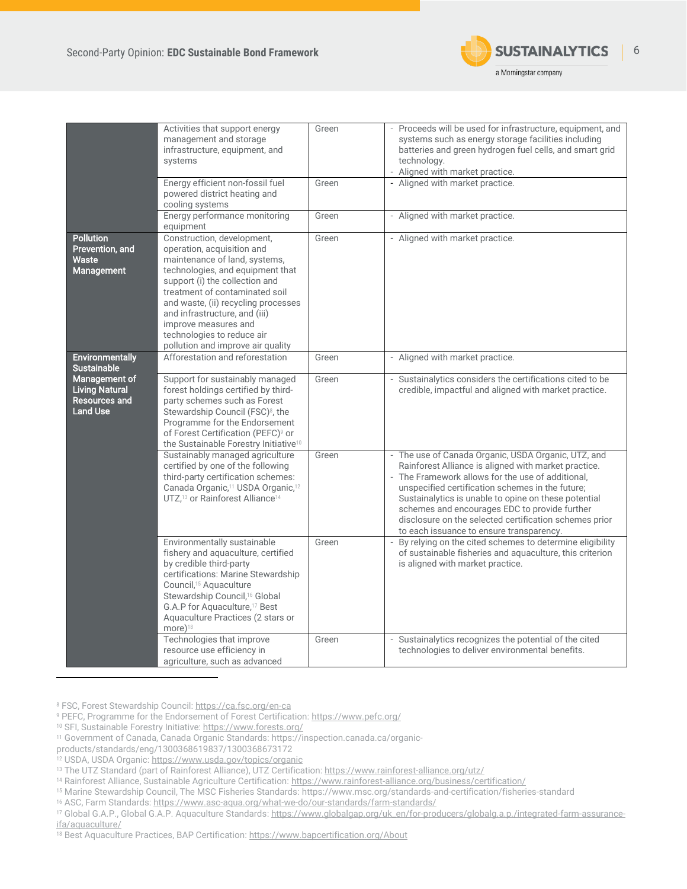| | | | |
|---|---|---|---|
| | Activities that support energy management and storage infrastructure, equipment, and systems | Green | - Proceeds will be used for infrastructure, equipment, and systems such as energy storage facilities including batteries and green hydrogen fuel cells, and smart grid technology.<br>- Aligned with market practice. |
| | Energy efficient non-fossil fuel powered district heating and cooling systems | Green | - Aligned with market practice. |
| | Energy performance monitoring equipment | Green | - Aligned with market practice. |
| **Pollution Prevention, and Waste Management** | Construction, development, operation, acquisition and maintenance of land, systems, technologies, and equipment that support (i) the collection and treatment of contaminated soil and waste, (ii) recycling processes and infrastructure, and (iii) improve measures and technologies to reduce air pollution and improve air quality | Green | - Aligned with market practice. |
| **Environmentally Sustainable Management of Living Natural Resources and Land Use** | Afforestation and reforestation | Green | - Aligned with market practice. |
| | Support for sustainably managed forest holdings certified by third-party schemes such as Forest Stewardship Council (FSC)[8], the Programme for the Endorsement of Forest Certification (PEFC)[9] or the Sustainable Forestry Initiative[10] | Green | - Sustainalytics considers the certifications cited to be credible, impactful and aligned with market practice. |
| | Sustainably managed agriculture certified by one of the following third-party certification schemes: Canada Organic,[11] USDA Organic,[12] UTZ,[13] or Rainforest Alliance[14] | Green | - The use of Canada Organic, USDA Organic, UTZ, and Rainforest Alliance is aligned with market practice.<br>- The Framework allows for the use of additional, unspecified certification schemes in the future; Sustainalytics is unable to opine on these potential schemes and encourages EDC to provide further disclosure on the selected certification schemes prior to each issuance to ensure transparency. |
| | Environmentally sustainable fishery and aquaculture, certified by credible third-party certifications: Marine Stewardship Council,[15] Aquaculture Stewardship Council,[16] Global G.A.P for Aquaculture,[17] Best Aquaculture Practices (2 stars or more)[18] | Green | - By relying on the cited schemes to determine eligibility of sustainable fisheries and aquaculture, this criterion is aligned with market practice. |
| | Technologies that improve resource use efficiency in agriculture, such as advanced | Green | - Sustainalytics recognizes the potential of the cited technologies to deliver environmental benefits. |

[8] FSC, Forest Stewardship Council: https://ca.fsc.org/en-ca

[9] PEFC, Programme for the Endorsement of Forest Certification: https://www.pefc.org/

[10] SFI, Sustainable Forestry Initiative: https://www.forests.org/

[11] Government of Canada, Canada Organic Standards: https://inspection.canada.ca/organic-products/standards/eng/1300368619837/1300368673172

[12] USDA, USDA Organic: https://www.usda.gov/topics/organic

[13] The UTZ Standard (part of Rainforest Alliance), UTZ Certification: https://www.rainforest-alliance.org/utz/

[14] Rainforest Alliance, Sustainable Agriculture Certification: https://www.rainforest-alliance.org/business/certification/

[15] Marine Stewardship Council, The MSC Fisheries Standards: https://www.msc.org/standards-and-certification/fisheries-standard

[16] ASC, Farm Standards: https://www.asc-aqua.org/what-we-do/our-standards/farm-standards/

[17] Global G.A.P., Global G.A.P. Aquaculture Standards: https://www.globalgap.org/uk_en/for-producers/globalg.a.p./integrated-farm-assurance-ifa/aquaculture/

[18] Best Aquaculture Practices, BAP Certification: https://www.bapcertification.org/About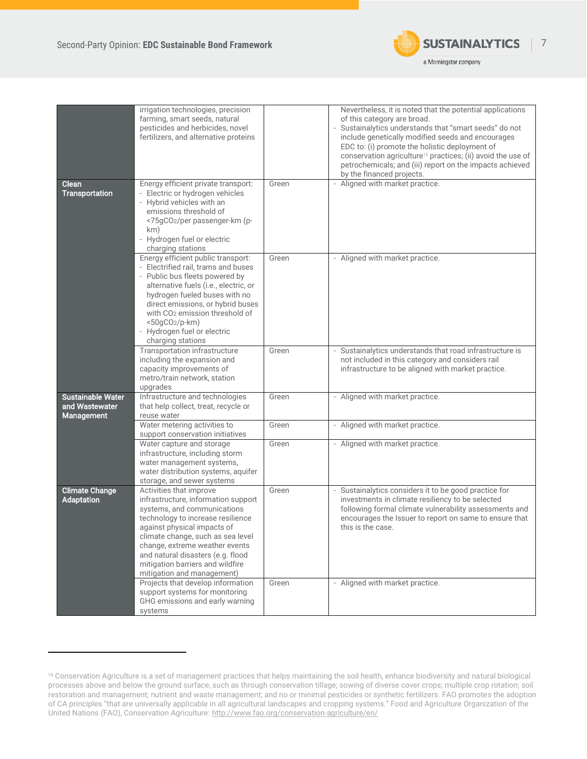| | | | |
|---|---|---|---|
| | irrigation technologies, precision farming, smart seeds, natural pesticides and herbicides, novel fertilizers, and alternative proteins | | Nevertheless, it is noted that the potential applications of this category are broad.<br>- Sustainalytics understands that "smart seeds" do not include genetically modified seeds and encourages EDC to: (i) promote the holistic deployment of conservation agriculture[19] practices; (ii) avoid the use of petrochemicals; and (iii) report on the impacts achieved by the financed projects. |
| **Clean Transportation** | Energy efficient private transport:<br>- Electric or hydrogen vehicles<br>- Hybrid vehicles with an emissions threshold of <75g$CO_2$/per passenger-km (p-km)<br>- Hydrogen fuel or electric charging stations | Green | - Aligned with market practice. |
| | Energy efficient public transport:<br>- Electrified rail, trams and buses<br>- Public bus fleets powered by alternative fuels (i.e., electric, or hydrogen fueled buses with no direct emissions, or hybrid buses with $CO_2$ emission threshold of <50g$CO_2$/p-km)<br>- Hydrogen fuel or electric charging stations | Green | - Aligned with market practice. |
| | Transportation infrastructure including the expansion and capacity improvements of metro/train network, station upgrades | Green | - Sustainalytics understands that road infrastructure is not included in this category and considers rail infrastructure to be aligned with market practice. |
| **Sustainable Water and Wastewater Management** | Infrastructure and technologies that help collect, treat, recycle or reuse water | Green | - Aligned with market practice. |
| | Water metering activities to support conservation initiatives | Green | - Aligned with market practice. |
| | Water capture and storage infrastructure, including storm water management systems, water distribution systems, aquifer storage, and sewer systems | Green | - Aligned with market practice. |
| **Climate Change Adaptation** | Activities that improve infrastructure, information support systems, and communications technology to increase resilience against physical impacts of climate change, such as sea level change, extreme weather events and natural disasters (e.g. flood mitigation barriers and wildfire mitigation and management) | Green | - Sustainalytics considers it to be good practice for investments in climate resiliency to be selected following formal climate vulnerability assessments and encourages the Issuer to report on same to ensure that this is the case. |
| | Projects that develop information support systems for monitoring GHG emissions and early warning systems | Green | - Aligned with market practice. |

[19] Conservation Agriculture is a set of management practices that helps maintaining the soil health, enhance biodiversity and natural biological processes above and below the ground surface, such as through conservation tillage; sowing of diverse cover crops; multiple crop rotation; soil restoration and management; nutrient and waste management; and no or minimal pesticides or synthetic fertilizers. FAO promotes the adoption of CA principles "that are universally applicable in all agricultural landscapes and cropping systems." Food and Agriculture Organization of the United Nations (FAO), Conservation Agriculture: http://www.fao.org/conservation-agriculture/en/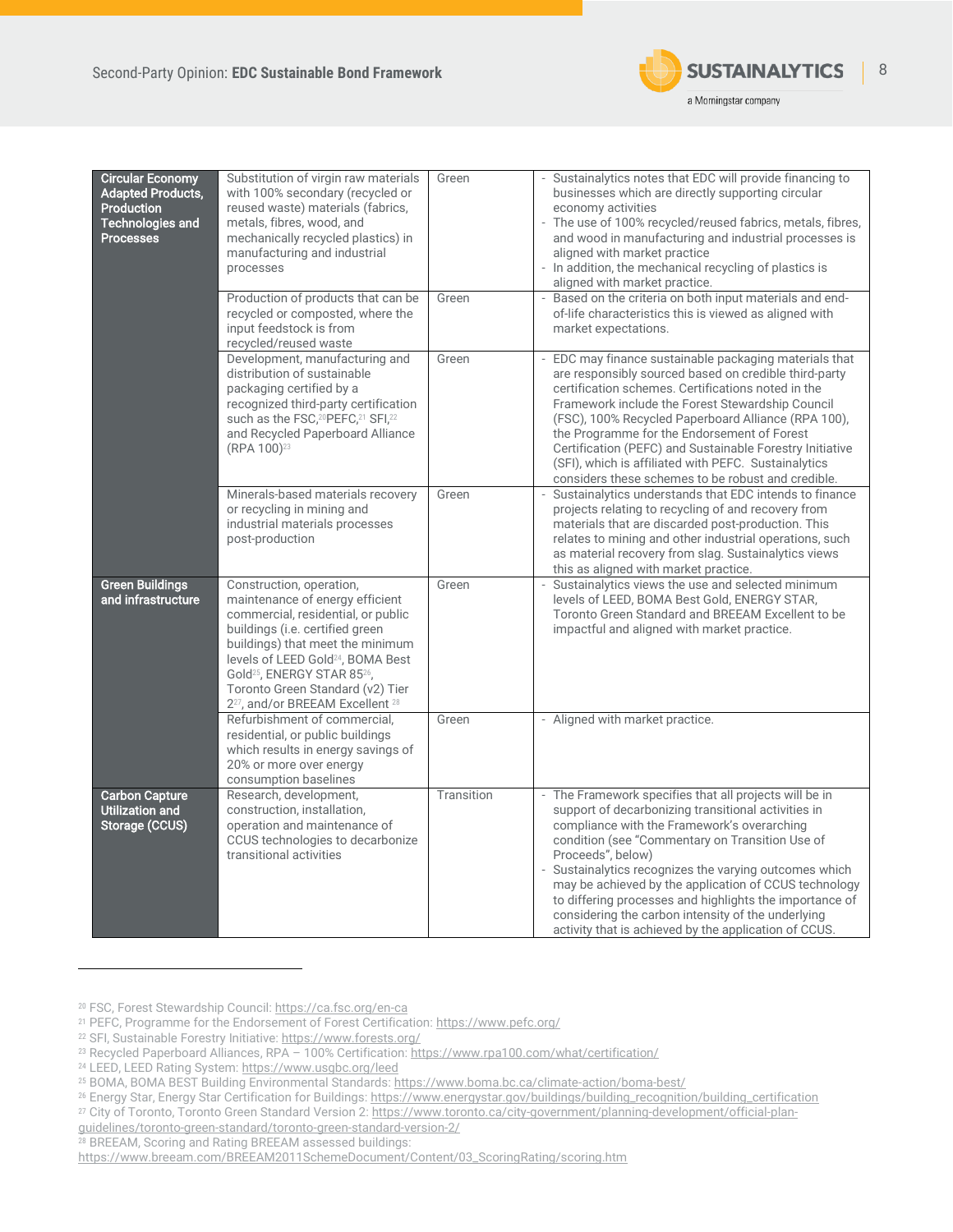| | | | |
|---|---|---|---|
| **Circular Economy Adapted Products, Production Technologies and Processes** | Substitution of virgin raw materials with 100% secondary (recycled or reused waste) materials (fabrics, metals, fibres, wood, and mechanically recycled plastics) in manufacturing and industrial processes | Green | - Sustainalytics notes that EDC will provide financing to businesses which are directly supporting circular economy activities<br>- The use of 100% recycled/reused fabrics, metals, fibres, and wood in manufacturing and industrial processes is aligned with market practice<br>- In addition, the mechanical recycling of plastics is aligned with market practice. |
| | Production of products that can be recycled or composted, where the input feedstock is from recycled/reused waste | Green | - Based on the criteria on both input materials and end-of-life characteristics this is viewed as aligned with market expectations. |
| | Development, manufacturing and distribution of sustainable packaging certified by a recognized third-party certification such as the FSC,[20] PEFC,[21] SFI,[22] and Recycled Paperboard Alliance (RPA 100)[23] | Green | - EDC may finance sustainable packaging materials that are responsibly sourced based on credible third-party certification schemes. Certifications noted in the Framework include the Forest Stewardship Council (FSC), 100% Recycled Paperboard Alliance (RPA 100), the Programme for the Endorsement of Forest Certification (PEFC) and Sustainable Forestry Initiative (SFI), which is affiliated with PEFC. Sustainalytics considers these schemes to be robust and credible. |
| | Minerals-based materials recovery or recycling in mining and industrial materials processes post-production | Green | - Sustainalytics understands that EDC intends to finance projects relating to recycling of and recovery from materials that are discarded post-production. This relates to mining and other industrial operations, such as material recovery from slag. Sustainalytics views this as aligned with market practice. |
| **Green Buildings and infrastructure** | Construction, operation, maintenance of energy efficient commercial, residential, or public buildings (i.e. certified green buildings) that meet the minimum levels of LEED Gold[24], BOMA Best Gold[25], ENERGY STAR 85[26], Toronto Green Standard (v2) Tier 2[27], and/or BREEAM Excellent [28] | Green | - Sustainalytics views the use and selected minimum levels of LEED, BOMA Best Gold, ENERGY STAR, Toronto Green Standard and BREEAM Excellent to be impactful and aligned with market practice. |
| | Refurbishment of commercial, residential, or public buildings which results in energy savings of 20% or more over energy consumption baselines | Green | - Aligned with market practice. |
| **Carbon Capture Utilization and Storage (CCUS)** | Research, development, construction, installation, operation and maintenance of CCUS technologies to decarbonize transitional activities | Transition | - The Framework specifies that all projects will be in support of decarbonizing transitional activities in compliance with the Framework's overarching condition (see "Commentary on Transition Use of Proceeds", below)<br>- Sustainalytics recognizes the varying outcomes which may be achieved by the application of CCUS technology to differing processes and highlights the importance of considering the carbon intensity of the underlying activity that is achieved by the application of CCUS. |

[20] FSC, Forest Stewardship Council: https://ca.fsc.org/en-ca
[21] PEFC, Programme for the Endorsement of Forest Certification: https://www.pefc.org/
[22] SFI, Sustainable Forestry Initiative: https://www.forests.org/
[23] Recycled Paperboard Alliances, RPA – 100% Certification: https://www.rpa100.com/what/certification/
[24] LEED, LEED Rating System: https://www.usgbc.org/leed
[25] BOMA, BOMA BEST Building Environmental Standards: https://www.boma.bc.ca/climate-action/boma-best/
[26] Energy Star, Energy Star Certification for Buildings: https://www.energystar.gov/buildings/building_recognition/building_certification
[27] City of Toronto, Toronto Green Standard Version 2: https://www.toronto.ca/city-government/planning-development/official-plan-guidelines/toronto-green-standard/toronto-green-standard-version-2/
[28] BREEAM, Scoring and Rating BREEAM assessed buildings: https://www.breeam.com/BREEAM2011SchemeDocument/Content/03_ScoringRating/scoring.htm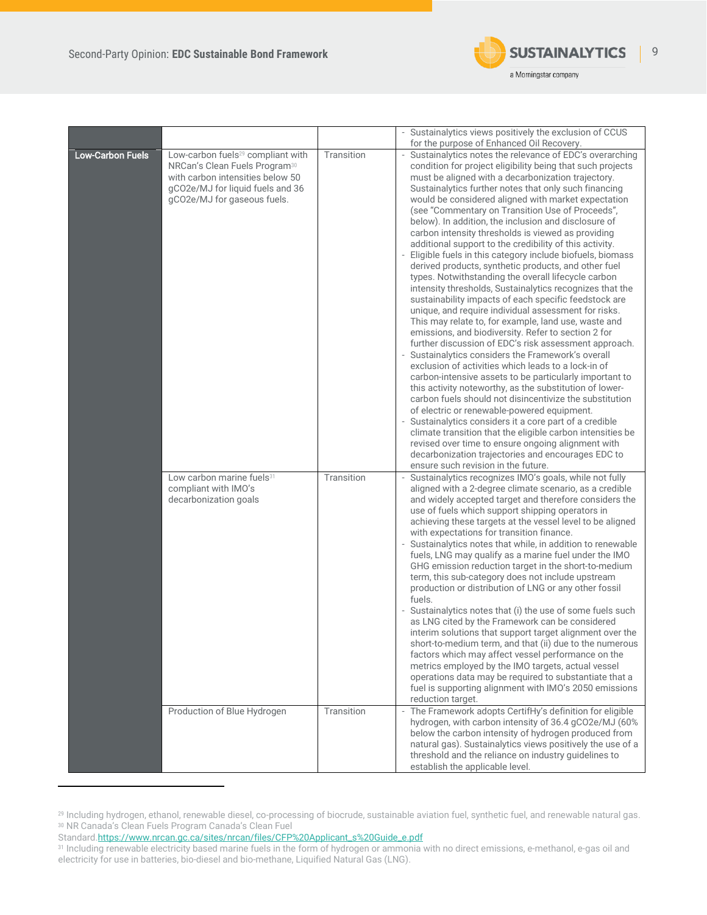| | | | |
|---|---|---|---|
| | | | - Sustainalytics views positively the exclusion of CCUS for the purpose of Enhanced Oil Recovery. |
| **Low-Carbon Fuels** | Low-carbon fuels[29] compliant with NRCan's Clean Fuels Program[30] with carbon intensities below 50 gCO2e/MJ for liquid fuels and 36 gCO2e/MJ for gaseous fuels. | Transition | - Sustainalytics notes the relevance of EDC's overarching condition for project eligibility being that such projects must be aligned with a decarbonization trajectory. Sustainalytics further notes that only such financing would be considered aligned with market expectation (see "Commentary on Transition Use of Proceeds", below). In addition, the inclusion and disclosure of carbon intensity thresholds is viewed as providing additional support to the credibility of this activity.<br>- Eligible fuels in this category include biofuels, biomass derived products, synthetic products, and other fuel types. Notwithstanding the overall lifecycle carbon intensity thresholds, Sustainalytics recognizes that the sustainability impacts of each specific feedstock are unique, and require individual assessment for risks. This may relate to, for example, land use, waste and emissions, and biodiversity. Refer to section 2 for further discussion of EDC's risk assessment approach.<br>- Sustainalytics considers the Framework's overall exclusion of activities which leads to a lock-in of carbon-intensive assets to be particularly important to this activity noteworthy, as the substitution of lower-carbon fuels should not disincentivize the substitution of electric or renewable-powered equipment.<br>- Sustainalytics considers it a core part of a credible climate transition that the eligible carbon intensities be revised over time to ensure ongoing alignment with decarbonization trajectories and encourages EDC to ensure such revision in the future. |
| | Low carbon marine fuels[31] compliant with IMO's decarbonization goals | Transition | - Sustainalytics recognizes IMO's goals, while not fully aligned with a 2-degree climate scenario, as a credible and widely accepted target and therefore considers the use of fuels which support shipping operators in achieving these targets at the vessel level to be aligned with expectations for transition finance.<br>- Sustainalytics notes that while, in addition to renewable fuels, LNG may qualify as a marine fuel under the IMO GHG emission reduction target in the short-to-medium term, this sub-category does not include upstream production or distribution of LNG or any other fossil fuels.<br>- Sustainalytics notes that (i) the use of some fuels such as LNG cited by the Framework can be considered interim solutions that support target alignment over the short-to-medium term, and that (ii) due to the numerous factors which may affect vessel performance on the metrics employed by the IMO targets, actual vessel operations data may be required to substantiate that a fuel is supporting alignment with IMO's 2050 emissions reduction target. |
| | Production of Blue Hydrogen | Transition | - The Framework adopts CertifHy's definition for eligible hydrogen, with carbon intensity of 36.4 gCO2e/MJ (60% below the carbon intensity of hydrogen produced from natural gas). Sustainalytics views positively the use of a threshold and the reliance on industry guidelines to establish the applicable level. |

[29] Including hydrogen, ethanol, renewable diesel, co-processing of biocrude, sustainable aviation fuel, synthetic fuel, and renewable natural gas.
[30] NR Canada's Clean Fuels Program Canada's Clean Fuel Standard.https://www.nrcan.gc.ca/sites/nrcan/files/CFP%20Applicant_s%20Guide_e.pdf
[31] Including renewable electricity based marine fuels in the form of hydrogen or ammonia with no direct emissions, e-methanol, e-gas oil and electricity for use in batteries, bio-diesel and bio-methane, Liquified Natural Gas (LNG).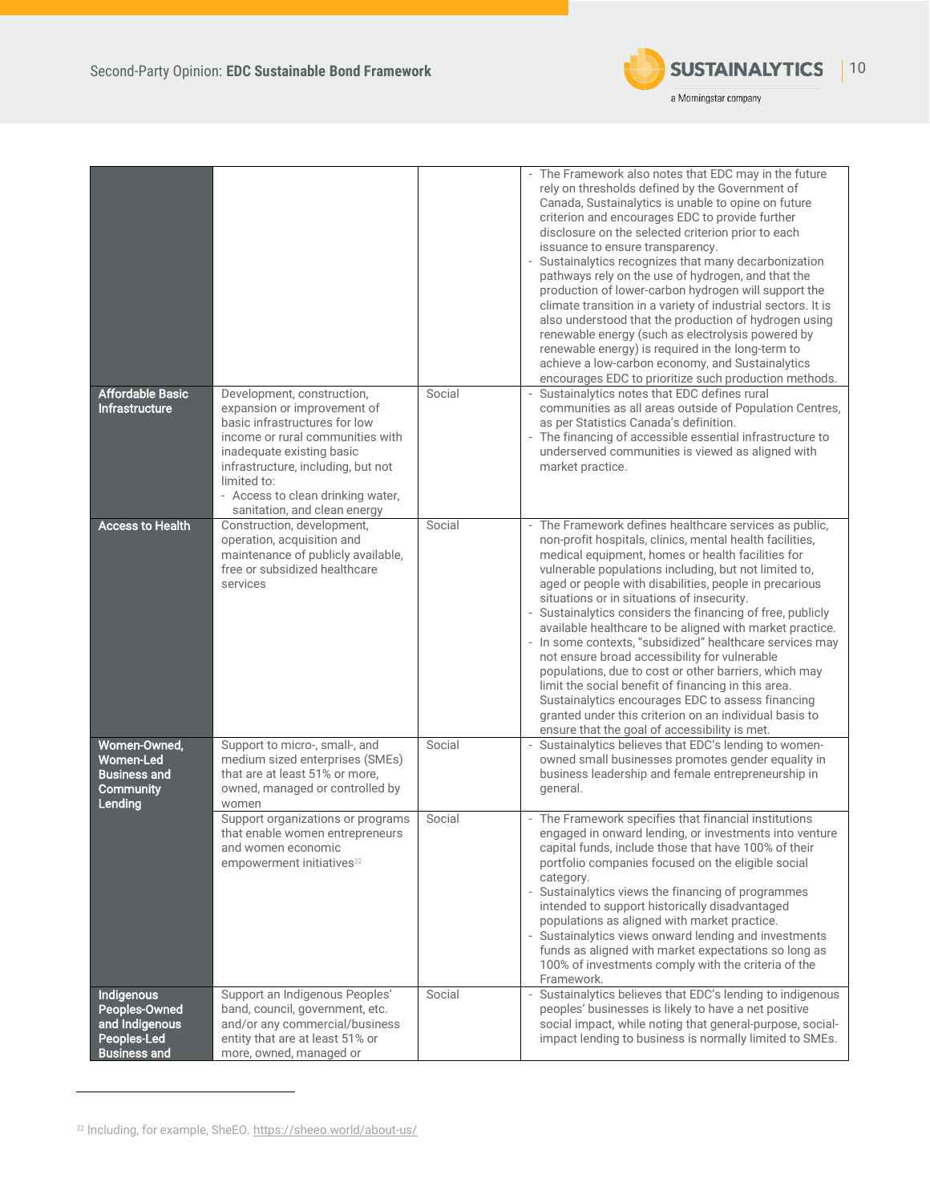| | | | |
|---|---|---|---|
| | | | - The Framework also notes that EDC may in the future rely on thresholds defined by the Government of Canada, Sustainalytics is unable to opine on future criterion and encourages EDC to provide further disclosure on the selected criterion prior to each issuance to ensure transparency.<br>- Sustainalytics recognizes that many decarbonization pathways rely on the use of hydrogen, and that the production of lower-carbon hydrogen will support the climate transition in a variety of industrial sectors. It is also understood that the production of hydrogen using renewable energy (such as electrolysis powered by renewable energy) is required in the long-term to achieve a low-carbon economy, and Sustainalytics encourages EDC to prioritize such production methods. |
| **Affordable Basic Infrastructure** | Development, construction, expansion or improvement of basic infrastructures for low income or rural communities with inadequate existing basic infrastructure, including, but not limited to:<br>- Access to clean drinking water, sanitation, and clean energy | Social | - Sustainalytics notes that EDC defines rural communities as all areas outside of Population Centres, as per Statistics Canada's definition.<br>- The financing of accessible essential infrastructure to underserved communities is viewed as aligned with market practice. |
| **Access to Health** | Construction, development, operation, acquisition and maintenance of publicly available, free or subsidized healthcare services | Social | - The Framework defines healthcare services as public, non-profit hospitals, clinics, mental health facilities, medical equipment, homes or health facilities for vulnerable populations including, but not limited to, aged or people with disabilities, people in precarious situations or in situations of insecurity.<br>- Sustainalytics considers the financing of free, publicly available healthcare to be aligned with market practice.<br>- In some contexts, "subsidized" healthcare services may not ensure broad accessibility for vulnerable populations, due to cost or other barriers, which may limit the social benefit of financing in this area. Sustainalytics encourages EDC to assess financing granted under this criterion on an individual basis to ensure that the goal of accessibility is met. |
| **Women-Owned, Women-Led Business and Community Lending** | Support to micro-, small-, and medium sized enterprises (SMEs) that are at least 51% or more, owned, managed or controlled by women | Social | - Sustainalytics believes that EDC's lending to women-owned small businesses promotes gender equality in business leadership and female entrepreneurship in general. |
| | Support organizations or programs that enable women entrepreneurs and women economic empowerment initiatives[32] | Social | - The Framework specifies that financial institutions engaged in onward lending, or investments into venture capital funds, include those that have 100% of their portfolio companies focused on the eligible social category.<br>- Sustainalytics views the financing of programmes intended to support historically disadvantaged populations as aligned with market practice.<br>- Sustainalytics views onward lending and investments funds as aligned with market expectations so long as 100% of investments comply with the criteria of the Framework. |
| **Indigenous Peoples-Owned and Indigenous Peoples-Led Business and** | Support an Indigenous Peoples' band, council, government, etc. and/or any commercial/business entity that are at least 51% or more, owned, managed or | Social | - Sustainalytics believes that EDC's lending to indigenous peoples' businesses is likely to have a net positive social impact, while noting that general-purpose, social-impact lending to business is normally limited to SMEs. |

[32] Including, for example, SheEO. https://sheeo.world/about-us/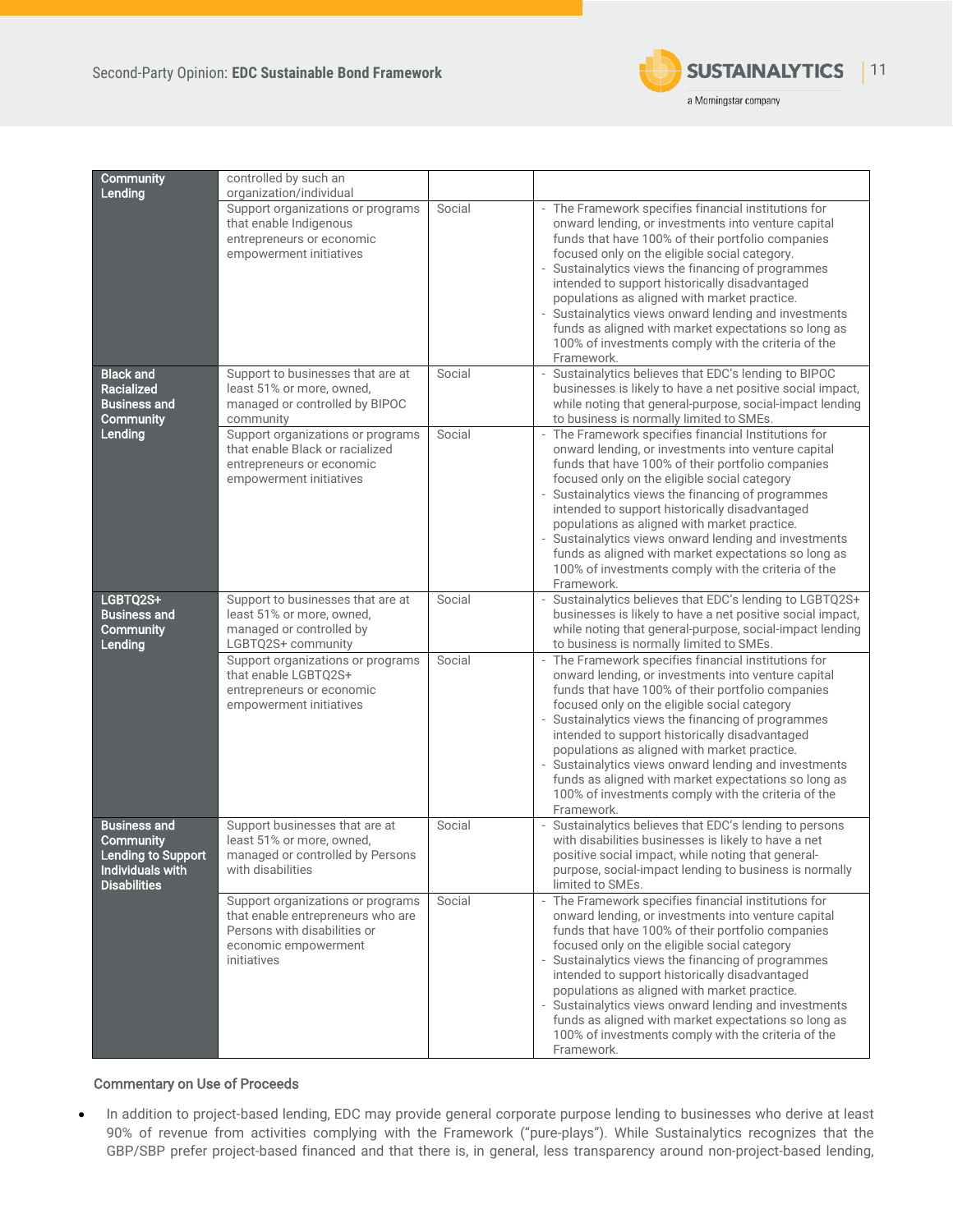| | | | |
|---|---|---|---|
| **Community Lending** | controlled by such an organization/individual | | |
| | Support organizations or programs that enable Indigenous entrepreneurs or economic empowerment initiatives | Social | - The Framework specifies financial institutions for onward lending, or investments into venture capital funds that have 100% of their portfolio companies focused only on the eligible social category.<br>- Sustainalytics views the financing of programmes intended to support historically disadvantaged populations as aligned with market practice.<br>- Sustainalytics views onward lending and investments funds as aligned with market expectations so long as 100% of investments comply with the criteria of the Framework. |
| **Black and Racialized Business and Community Lending** | Support to businesses that are at least 51% or more, owned, managed or controlled by BIPOC community | Social | - Sustainalytics believes that EDC's lending to BIPOC businesses is likely to have a net positive social impact, while noting that general-purpose, social-impact lending to business is normally limited to SMEs. |
| | Support organizations or programs that enable Black or racialized entrepreneurs or economic empowerment initiatives | Social | - The Framework specifies financial Institutions for onward lending, or investments into venture capital funds that have 100% of their portfolio companies focused only on the eligible social category<br>- Sustainalytics views the financing of programmes intended to support historically disadvantaged populations as aligned with market practice.<br>- Sustainalytics views onward lending and investments funds as aligned with market expectations so long as 100% of investments comply with the criteria of the Framework. |
| **LGBTQ2S+ Business and Community Lending** | Support to businesses that are at least 51% or more, owned, managed or controlled by LGBTQ2S+ community | Social | - Sustainalytics believes that EDC's lending to LGBTQ2S+ businesses is likely to have a net positive social impact, while noting that general-purpose, social-impact lending to business is normally limited to SMEs. |
| | Support organizations or programs that enable LGBTQ2S+ entrepreneurs or economic empowerment initiatives | Social | - The Framework specifies financial institutions for onward lending, or investments into venture capital funds that have 100% of their portfolio companies focused only on the eligible social category<br>- Sustainalytics views the financing of programmes intended to support historically disadvantaged populations as aligned with market practice.<br>- Sustainalytics views onward lending and investments funds as aligned with market expectations so long as 100% of investments comply with the criteria of the Framework. |
| **Business and Community Lending to Support Individuals with Disabilities** | Support businesses that are at least 51% or more, owned, managed or controlled by Persons with disabilities | Social | - Sustainalytics believes that EDC's lending to persons with disabilities businesses is likely to have a net positive social impact, while noting that general-purpose, social-impact lending to business is normally limited to SMEs. |
| | Support organizations or programs that enable entrepreneurs who are Persons with disabilities or economic empowerment initiatives | Social | - The Framework specifies financial institutions for onward lending, or investments into venture capital funds that have 100% of their portfolio companies focused only on the eligible social category<br>- Sustainalytics views the financing of programmes intended to support historically disadvantaged populations as aligned with market practice.<br>- Sustainalytics views onward lending and investments funds as aligned with market expectations so long as 100% of investments comply with the criteria of the Framework. |

Commentary on Use of Proceeds

- In addition to project-based lending, EDC may provide general corporate purpose lending to businesses who derive at least 90% of revenue from activities complying with the Framework ("pure-plays"). While Sustainalytics recognizes that the GBP/SBP prefer project-based financed and that there is, in general, less transparency around non-project-based lending,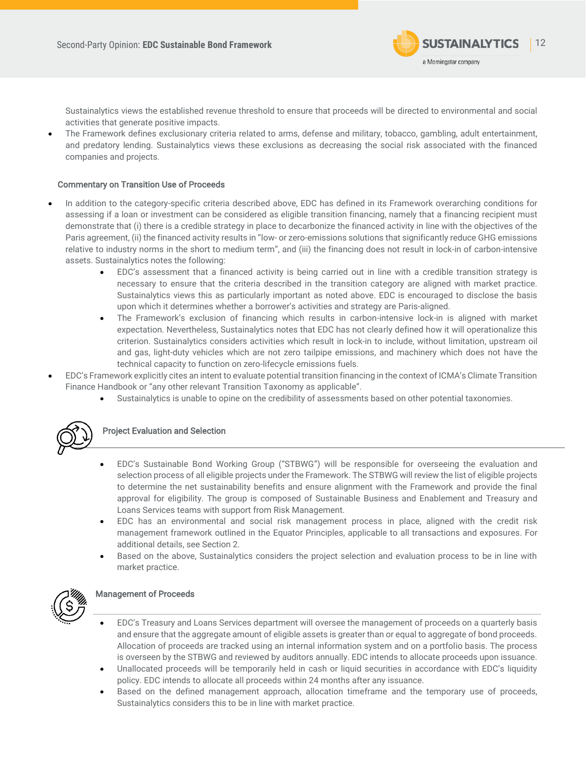Sustainalytics views the established revenue threshold to ensure that proceeds will be directed to environmental and social activities that generate positive impacts.

- The Framework defines exclusionary criteria related to arms, defense and military, tobacco, gambling, adult entertainment, and predatory lending. Sustainalytics views these exclusions as decreasing the social risk associated with the financed companies and projects.

#### Commentary on Transition Use of Proceeds

- In addition to the category-specific criteria described above, EDC has defined in its Framework overarching conditions for assessing if a loan or investment can be considered as eligible transition financing, namely that a financing recipient must demonstrate that (i) there is a credible strategy in place to decarbonize the financed activity in line with the objectives of the Paris agreement, (ii) the financed activity results in "low- or zero-emissions solutions that significantly reduce GHG emissions relative to industry norms in the short to medium term", and (iii) the financing does not result in lock-in of carbon-intensive assets. Sustainalytics notes the following:
    - EDC's assessment that a financed activity is being carried out in line with a credible transition strategy is necessary to ensure that the criteria described in the transition category are aligned with market practice. Sustainalytics views this as particularly important as noted above. EDC is encouraged to disclose the basis upon which it determines whether a borrower's activities and strategy are Paris-aligned.
    - The Framework's exclusion of financing which results in carbon-intensive lock-in is aligned with market expectation. Nevertheless, Sustainalytics notes that EDC has not clearly defined how it will operationalize this criterion. Sustainalytics considers activities which result in lock-in to include, without limitation, upstream oil and gas, light-duty vehicles which are not zero tailpipe emissions, and machinery which does not have the technical capacity to function on zero-lifecycle emissions fuels.
- EDC's Framework explicitly cites an intent to evaluate potential transition financing in the context of ICMA's Climate Transition Finance Handbook or "any other relevant Transition Taxonomy as applicable".
    - Sustainalytics is unable to opine on the credibility of assessments based on other potential taxonomies.

### Project Evaluation and Selection

- EDC's Sustainable Bond Working Group ("STBWG") will be responsible for overseeing the evaluation and selection process of all eligible projects under the Framework. The STBWG will review the list of eligible projects to determine the net sustainability benefits and ensure alignment with the Framework and provide the final approval for eligibility. The group is composed of Sustainable Business and Enablement and Treasury and Loans Services teams with support from Risk Management.
- EDC has an environmental and social risk management process in place, aligned with the credit risk management framework outlined in the Equator Principles, applicable to all transactions and exposures. For additional details, see Section 2.
- Based on the above, Sustainalytics considers the project selection and evaluation process to be in line with market practice.

### Management of Proceeds

- EDC's Treasury and Loans Services department will oversee the management of proceeds on a quarterly basis and ensure that the aggregate amount of eligible assets is greater than or equal to aggregate of bond proceeds. Allocation of proceeds are tracked using an internal information system and on a portfolio basis. The process is overseen by the STBWG and reviewed by auditors annually. EDC intends to allocate proceeds upon issuance.
- Unallocated proceeds will be temporarily held in cash or liquid securities in accordance with EDC's liquidity policy. EDC intends to allocate all proceeds within 24 months after any issuance.
- Based on the defined management approach, allocation timeframe and the temporary use of proceeds, Sustainalytics considers this to be in line with market practice.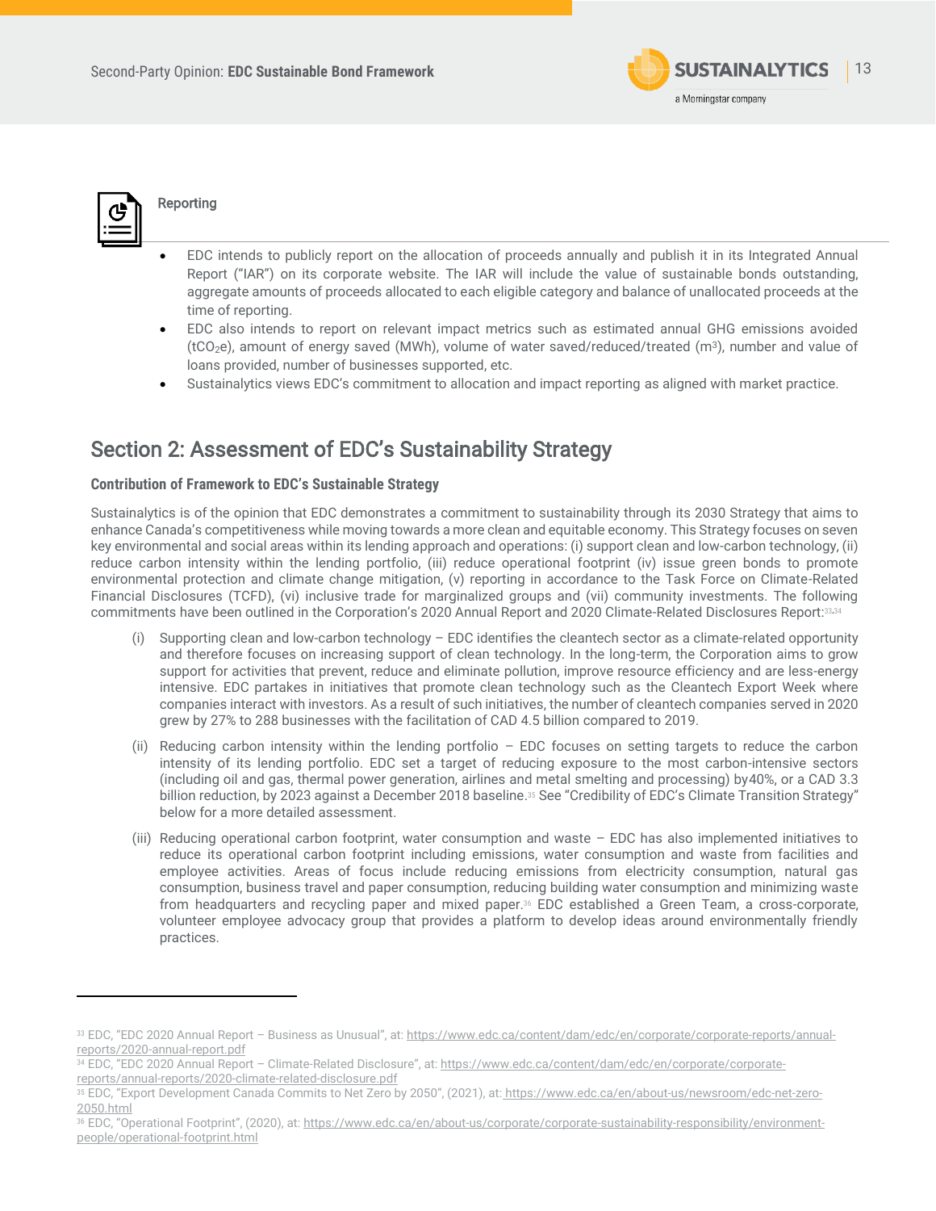### Reporting

- EDC intends to publicly report on the allocation of proceeds annually and publish it in its Integrated Annual Report ("IAR") on its corporate website. The IAR will include the value of sustainable bonds outstanding, aggregate amounts of proceeds allocated to each eligible category and balance of unallocated proceeds at the time of reporting.
- EDC also intends to report on relevant impact metrics such as estimated annual GHG emissions avoided ($tCO_2e$), amount of energy saved (MWh), volume of water saved/reduced/treated ($m^3$), number and value of loans provided, number of businesses supported, etc.
- Sustainalytics views EDC's commitment to allocation and impact reporting as aligned with market practice.

## Section 2: Assessment of EDC's Sustainability Strategy

**Contribution of Framework to EDC's Sustainable Strategy**

Sustainalytics is of the opinion that EDC demonstrates a commitment to sustainability through its 2030 Strategy that aims to enhance Canada's competitiveness while moving towards a more clean and equitable economy. This Strategy focuses on seven key environmental and social areas within its lending approach and operations: (i) support clean and low-carbon technology, (ii) reduce carbon intensity within the lending portfolio, (iii) reduce operational footprint (iv) issue green bonds to promote environmental protection and climate change mitigation, (v) reporting in accordance to the Task Force on Climate-Related Financial Disclosures (TCFD), (vi) inclusive trade for marginalized groups and (vii) community investments. The following commitments have been outlined in the Corporation's 2020 Annual Report and 2020 Climate-Related Disclosures Report:[33,34]

(i) Supporting clean and low-carbon technology – EDC identifies the cleantech sector as a climate-related opportunity and therefore focuses on increasing support of clean technology. In the long-term, the Corporation aims to grow support for activities that prevent, reduce and eliminate pollution, improve resource efficiency and are less-energy intensive. EDC partakes in initiatives that promote clean technology such as the Cleantech Export Week where companies interact with investors. As a result of such initiatives, the number of cleantech companies served in 2020 grew by 27% to 288 businesses with the facilitation of CAD 4.5 billion compared to 2019.

(ii) Reducing carbon intensity within the lending portfolio – EDC focuses on setting targets to reduce the carbon intensity of its lending portfolio. EDC set a target of reducing exposure to the most carbon-intensive sectors (including oil and gas, thermal power generation, airlines and metal smelting and processing) by40%, or a CAD 3.3 billion reduction, by 2023 against a December 2018 baseline.[35] See "Credibility of EDC's Climate Transition Strategy" below for a more detailed assessment.

(iii) Reducing operational carbon footprint, water consumption and waste – EDC has also implemented initiatives to reduce its operational carbon footprint including emissions, water consumption and waste from facilities and employee activities. Areas of focus include reducing emissions from electricity consumption, natural gas consumption, business travel and paper consumption, reducing building water consumption and minimizing waste from headquarters and recycling paper and mixed paper.[36] EDC established a Green Team, a cross-corporate, volunteer employee advocacy group that provides a platform to develop ideas around environmentally friendly practices.

---

[33] EDC, "EDC 2020 Annual Report – Business as Unusual", at: https://www.edc.ca/content/dam/edc/en/corporate/corporate-reports/annual-reports/2020-annual-report.pdf

[34] EDC, "EDC 2020 Annual Report – Climate-Related Disclosure", at: https://www.edc.ca/content/dam/edc/en/corporate/corporate-reports/annual-reports/2020-climate-related-disclosure.pdf

[35] EDC, "Export Development Canada Commits to Net Zero by 2050", (2021), at: https://www.edc.ca/en/about-us/newsroom/edc-net-zero-2050.html

[36] EDC, "Operational Footprint", (2020), at: https://www.edc.ca/en/about-us/corporate/corporate-sustainability-responsibility/environment-people/operational-footprint.html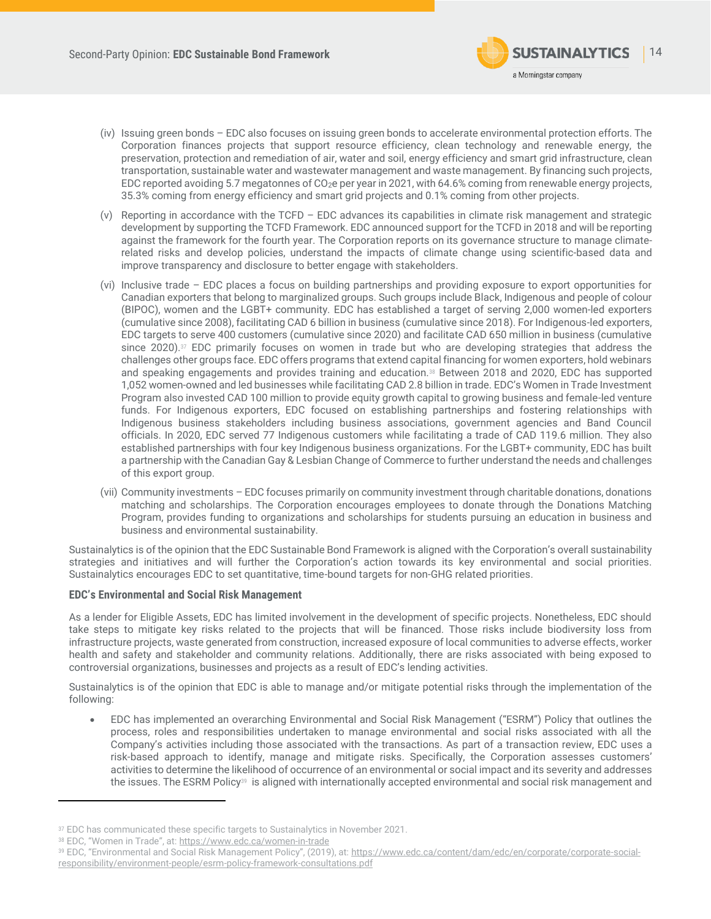(iv) Issuing green bonds – EDC also focuses on issuing green bonds to accelerate environmental protection efforts. The Corporation finances projects that support resource efficiency, clean technology and renewable energy, the preservation, protection and remediation of air, water and soil, energy efficiency and smart grid infrastructure, clean transportation, sustainable water and wastewater management and waste management. By financing such projects, EDC reported avoiding 5.7 megatonnes of $CO_2e$ per year in 2021, with 64.6% coming from renewable energy projects, 35.3% coming from energy efficiency and smart grid projects and 0.1% coming from other projects.

(v) Reporting in accordance with the TCFD – EDC advances its capabilities in climate risk management and strategic development by supporting the TCFD Framework. EDC announced support for the TCFD in 2018 and will be reporting against the framework for the fourth year. The Corporation reports on its governance structure to manage climate-related risks and develop policies, understand the impacts of climate change using scientific-based data and improve transparency and disclosure to better engage with stakeholders.

(vi) Inclusive trade – EDC places a focus on building partnerships and providing exposure to export opportunities for Canadian exporters that belong to marginalized groups. Such groups include Black, Indigenous and people of colour (BIPOC), women and the LGBT+ community. EDC has established a target of serving 2,000 women-led exporters (cumulative since 2008), facilitating CAD 6 billion in business (cumulative since 2018). For Indigenous-led exporters, EDC targets to serve 400 customers (cumulative since 2020) and facilitate CAD 650 million in business (cumulative since 2020).[37] EDC primarily focuses on women in trade but who are developing strategies that address the challenges other groups face. EDC offers programs that extend capital financing for women exporters, hold webinars and speaking engagements and provides training and education.[38] Between 2018 and 2020, EDC has supported 1,052 women-owned and led businesses while facilitating CAD 2.8 billion in trade. EDC's Women in Trade Investment Program also invested CAD 100 million to provide equity growth capital to growing business and female-led venture funds. For Indigenous exporters, EDC focused on establishing partnerships and fostering relationships with Indigenous business stakeholders including business associations, government agencies and Band Council officials. In 2020, EDC served 77 Indigenous customers while facilitating a trade of CAD 119.6 million. They also established partnerships with four key Indigenous business organizations. For the LGBT+ community, EDC has built a partnership with the Canadian Gay & Lesbian Change of Commerce to further understand the needs and challenges of this export group.

(vii) Community investments – EDC focuses primarily on community investment through charitable donations, donations matching and scholarships. The Corporation encourages employees to donate through the Donations Matching Program, provides funding to organizations and scholarships for students pursuing an education in business and business and environmental sustainability.

Sustainalytics is of the opinion that the EDC Sustainable Bond Framework is aligned with the Corporation's overall sustainability strategies and initiatives and will further the Corporation's action towards its key environmental and social priorities. Sustainalytics encourages EDC to set quantitative, time-bound targets for non-GHG related priorities.

**EDC's Environmental and Social Risk Management**

As a lender for Eligible Assets, EDC has limited involvement in the development of specific projects. Nonetheless, EDC should take steps to mitigate key risks related to the projects that will be financed. Those risks include biodiversity loss from infrastructure projects, waste generated from construction, increased exposure of local communities to adverse effects, worker health and safety and stakeholder and community relations. Additionally, there are risks associated with being exposed to controversial organizations, businesses and projects as a result of EDC's lending activities.

Sustainalytics is of the opinion that EDC is able to manage and/or mitigate potential risks through the implementation of the following:

- EDC has implemented an overarching Environmental and Social Risk Management ("ESRM") Policy that outlines the process, roles and responsibilities undertaken to manage environmental and social risks associated with all the Company's activities including those associated with the transactions. As part of a transaction review, EDC uses a risk-based approach to identify, manage and mitigate risks. Specifically, the Corporation assesses customers' activities to determine the likelihood of occurrence of an environmental or social impact and its severity and addresses the issues. The ESRM Policy[39] is aligned with internationally accepted environmental and social risk management and

---

[37] EDC has communicated these specific targets to Sustainalytics in November 2021.

[38] EDC, "Women in Trade", at: https://www.edc.ca/women-in-trade

[39] EDC, "Environmental and Social Risk Management Policy", (2019), at: https://www.edc.ca/content/dam/edc/en/corporate/corporate-social-responsibility/environment-people/esrm-policy-framework-consultations.pdf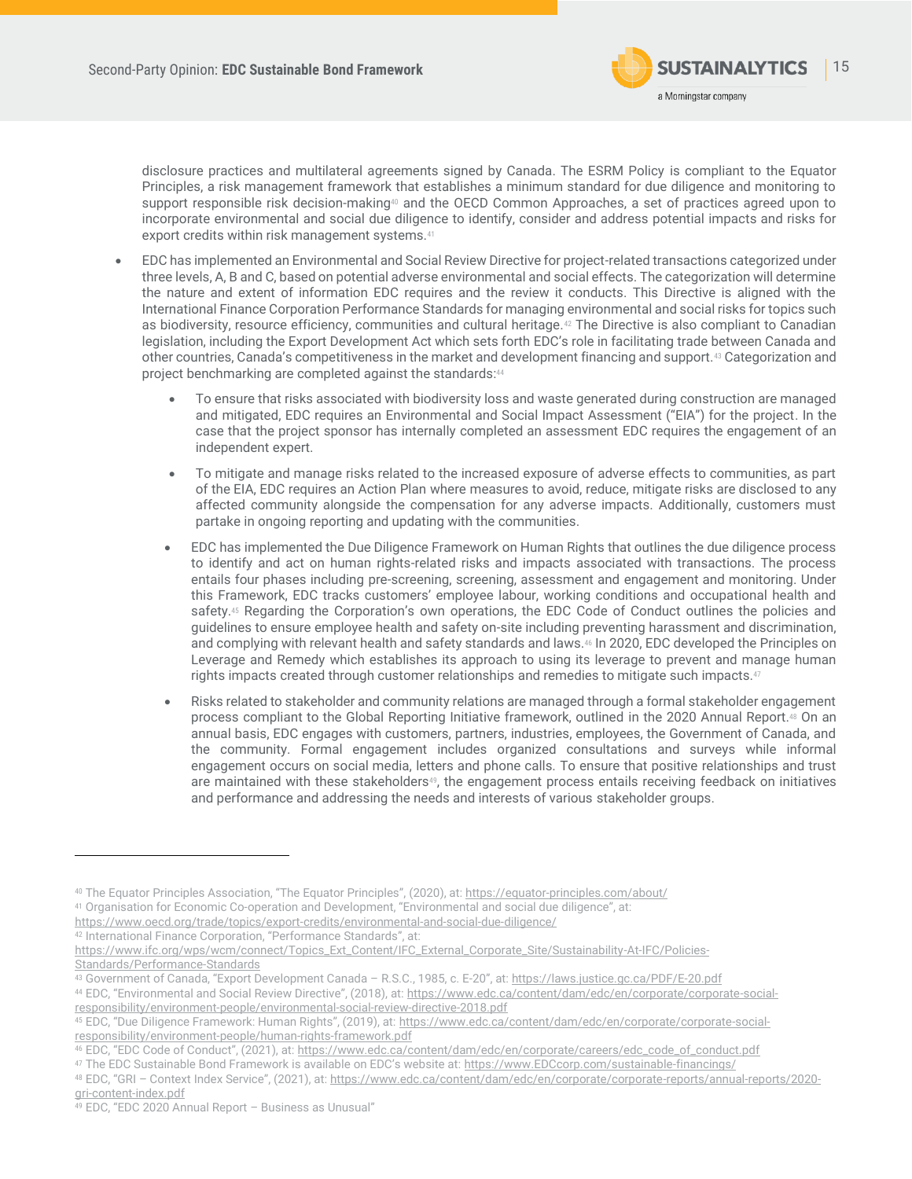disclosure practices and multilateral agreements signed by Canada. The ESRM Policy is compliant to the Equator Principles, a risk management framework that establishes a minimum standard for due diligence and monitoring to support responsible risk decision-making[40] and the OECD Common Approaches, a set of practices agreed upon to incorporate environmental and social due diligence to identify, consider and address potential impacts and risks for export credits within risk management systems.[41]

- EDC has implemented an Environmental and Social Review Directive for project-related transactions categorized under three levels, A, B and C, based on potential adverse environmental and social effects. The categorization will determine the nature and extent of information EDC requires and the review it conducts. This Directive is aligned with the International Finance Corporation Performance Standards for managing environmental and social risks for topics such as biodiversity, resource efficiency, communities and cultural heritage.[42] The Directive is also compliant to Canadian legislation, including the Export Development Act which sets forth EDC's role in facilitating trade between Canada and other countries, Canada's competitiveness in the market and development financing and support.[43] Categorization and project benchmarking are completed against the standards:[44]
    - To ensure that risks associated with biodiversity loss and waste generated during construction are managed and mitigated, EDC requires an Environmental and Social Impact Assessment ("EIA") for the project. In the case that the project sponsor has internally completed an assessment EDC requires the engagement of an independent expert.
    - To mitigate and manage risks related to the increased exposure of adverse effects to communities, as part of the EIA, EDC requires an Action Plan where measures to avoid, reduce, mitigate risks are disclosed to any affected community alongside the compensation for any adverse impacts. Additionally, customers must partake in ongoing reporting and updating with the communities.
    - EDC has implemented the Due Diligence Framework on Human Rights that outlines the due diligence process to identify and act on human rights-related risks and impacts associated with transactions. The process entails four phases including pre-screening, screening, assessment and engagement and monitoring. Under this Framework, EDC tracks customers' employee labour, working conditions and occupational health and safety.[45] Regarding the Corporation's own operations, the EDC Code of Conduct outlines the policies and guidelines to ensure employee health and safety on-site including preventing harassment and discrimination, and complying with relevant health and safety standards and laws.[46] In 2020, EDC developed the Principles on Leverage and Remedy which establishes its approach to using its leverage to prevent and manage human rights impacts created through customer relationships and remedies to mitigate such impacts.[47]
    - Risks related to stakeholder and community relations are managed through a formal stakeholder engagement process compliant to the Global Reporting Initiative framework, outlined in the 2020 Annual Report.[48] On an annual basis, EDC engages with customers, partners, industries, employees, the Government of Canada, and the community. Formal engagement includes organized consultations and surveys while informal engagement occurs on social media, letters and phone calls. To ensure that positive relationships and trust are maintained with these stakeholders[49], the engagement process entails receiving feedback on initiatives and performance and addressing the needs and interests of various stakeholder groups.

---

[40] The Equator Principles Association, "The Equator Principles", (2020), at: https://equator-principles.com/about/

[41] Organisation for Economic Co-operation and Development, "Environmental and social due diligence", at: https://www.oecd.org/trade/topics/export-credits/environmental-and-social-due-diligence/

[42] International Finance Corporation, "Performance Standards", at: https://www.ifc.org/wps/wcm/connect/Topics_Ext_Content/IFC_External_Corporate_Site/Sustainability-At-IFC/Policies-Standards/Performance-Standards

[43] Government of Canada, "Export Development Canada – R.S.C., 1985, c. E-20", at: https://laws.justice.gc.ca/PDF/E-20.pdf

[44] EDC, "Environmental and Social Review Directive", (2018), at: https://www.edc.ca/content/dam/edc/en/corporate/corporate-social-responsibility/environment-people/environmental-social-review-directive-2018.pdf

[45] EDC, "Due Diligence Framework: Human Rights", (2019), at: https://www.edc.ca/content/dam/edc/en/corporate/corporate-social-responsibility/environment-people/human-rights-framework.pdf

[46] EDC, "EDC Code of Conduct", (2021), at: https://www.edc.ca/content/dam/edc/en/corporate/careers/edc_code_of_conduct.pdf

[47] The EDC Sustainable Bond Framework is available on EDC's website at: https://www.EDCcorp.com/sustainable-financings/

[48] EDC, "GRI – Context Index Service", (2021), at: https://www.edc.ca/content/dam/edc/en/corporate/corporate-reports/annual-reports/2020-gri-content-index.pdf

[49] EDC, "EDC 2020 Annual Report – Business as Unusual"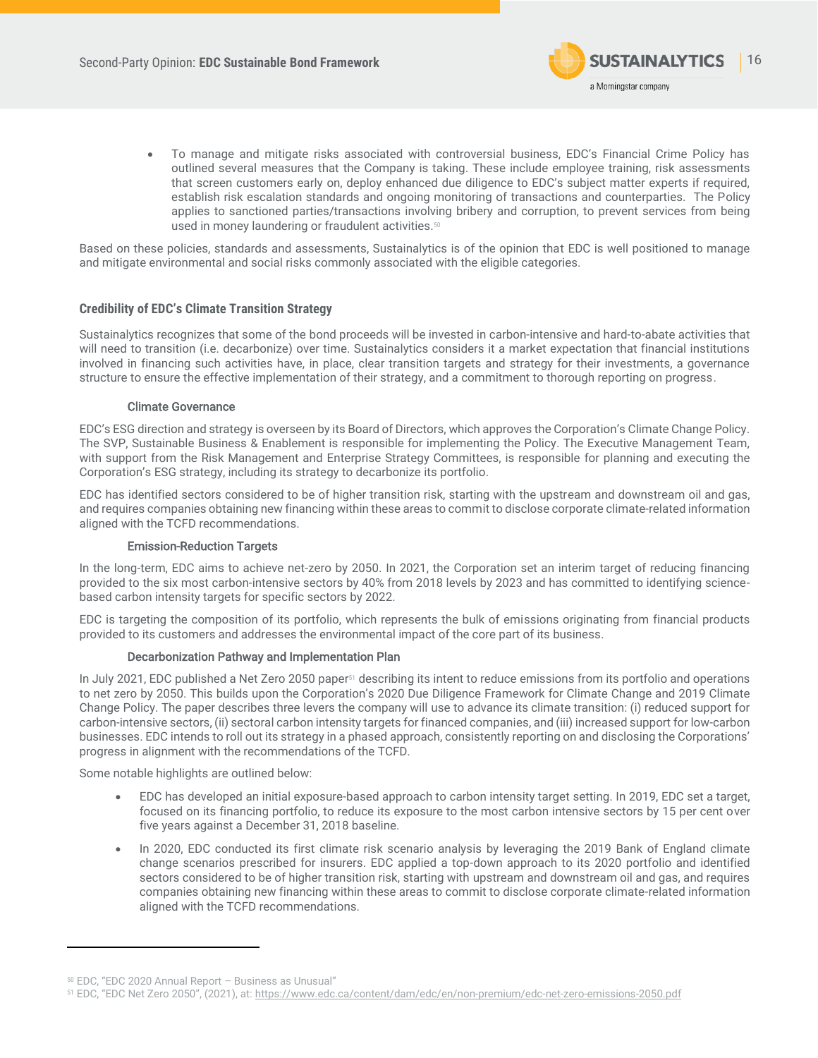- To manage and mitigate risks associated with controversial business, EDC's Financial Crime Policy has outlined several measures that the Company is taking. These include employee training, risk assessments that screen customers early on, deploy enhanced due diligence to EDC's subject matter experts if required, establish risk escalation standards and ongoing monitoring of transactions and counterparties. The Policy applies to sanctioned parties/transactions involving bribery and corruption, to prevent services from being used in money laundering or fraudulent activities.[50]

Based on these policies, standards and assessments, Sustainalytics is of the opinion that EDC is well positioned to manage and mitigate environmental and social risks commonly associated with the eligible categories.

## Credibility of EDC's Climate Transition Strategy

Sustainalytics recognizes that some of the bond proceeds will be invested in carbon-intensive and hard-to-abate activities that will need to transition (i.e. decarbonize) over time. Sustainalytics considers it a market expectation that financial institutions involved in financing such activities have, in place, clear transition targets and strategy for their investments, a governance structure to ensure the effective implementation of their strategy, and a commitment to thorough reporting on progress.

### Climate Governance

EDC's ESG direction and strategy is overseen by its Board of Directors, which approves the Corporation's Climate Change Policy. The SVP, Sustainable Business & Enablement is responsible for implementing the Policy. The Executive Management Team, with support from the Risk Management and Enterprise Strategy Committees, is responsible for planning and executing the Corporation's ESG strategy, including its strategy to decarbonize its portfolio.

EDC has identified sectors considered to be of higher transition risk, starting with the upstream and downstream oil and gas, and requires companies obtaining new financing within these areas to commit to disclose corporate climate-related information aligned with the TCFD recommendations.

### Emission-Reduction Targets

In the long-term, EDC aims to achieve net-zero by 2050. In 2021, the Corporation set an interim target of reducing financing provided to the six most carbon-intensive sectors by 40% from 2018 levels by 2023 and has committed to identifying science-based carbon intensity targets for specific sectors by 2022.

EDC is targeting the composition of its portfolio, which represents the bulk of emissions originating from financial products provided to its customers and addresses the environmental impact of the core part of its business.

### Decarbonization Pathway and Implementation Plan

In July 2021, EDC published a Net Zero 2050 paper[51] describing its intent to reduce emissions from its portfolio and operations to net zero by 2050. This builds upon the Corporation's 2020 Due Diligence Framework for Climate Change and 2019 Climate Change Policy. The paper describes three levers the company will use to advance its climate transition: (i) reduced support for carbon-intensive sectors, (ii) sectoral carbon intensity targets for financed companies, and (iii) increased support for low-carbon businesses. EDC intends to roll out its strategy in a phased approach, consistently reporting on and disclosing the Corporations' progress in alignment with the recommendations of the TCFD.

Some notable highlights are outlined below:

- EDC has developed an initial exposure-based approach to carbon intensity target setting. In 2019, EDC set a target, focused on its financing portfolio, to reduce its exposure to the most carbon intensive sectors by 15 per cent over five years against a December 31, 2018 baseline.
- In 2020, EDC conducted its first climate risk scenario analysis by leveraging the 2019 Bank of England climate change scenarios prescribed for insurers. EDC applied a top-down approach to its 2020 portfolio and identified sectors considered to be of higher transition risk, starting with upstream and downstream oil and gas, and requires companies obtaining new financing within these areas to commit to disclose corporate climate-related information aligned with the TCFD recommendations.

---

[50] EDC, "EDC 2020 Annual Report – Business as Unusual"

[51] EDC, "EDC Net Zero 2050", (2021), at: https://www.edc.ca/content/dam/edc/en/non-premium/edc-net-zero-emissions-2050.pdf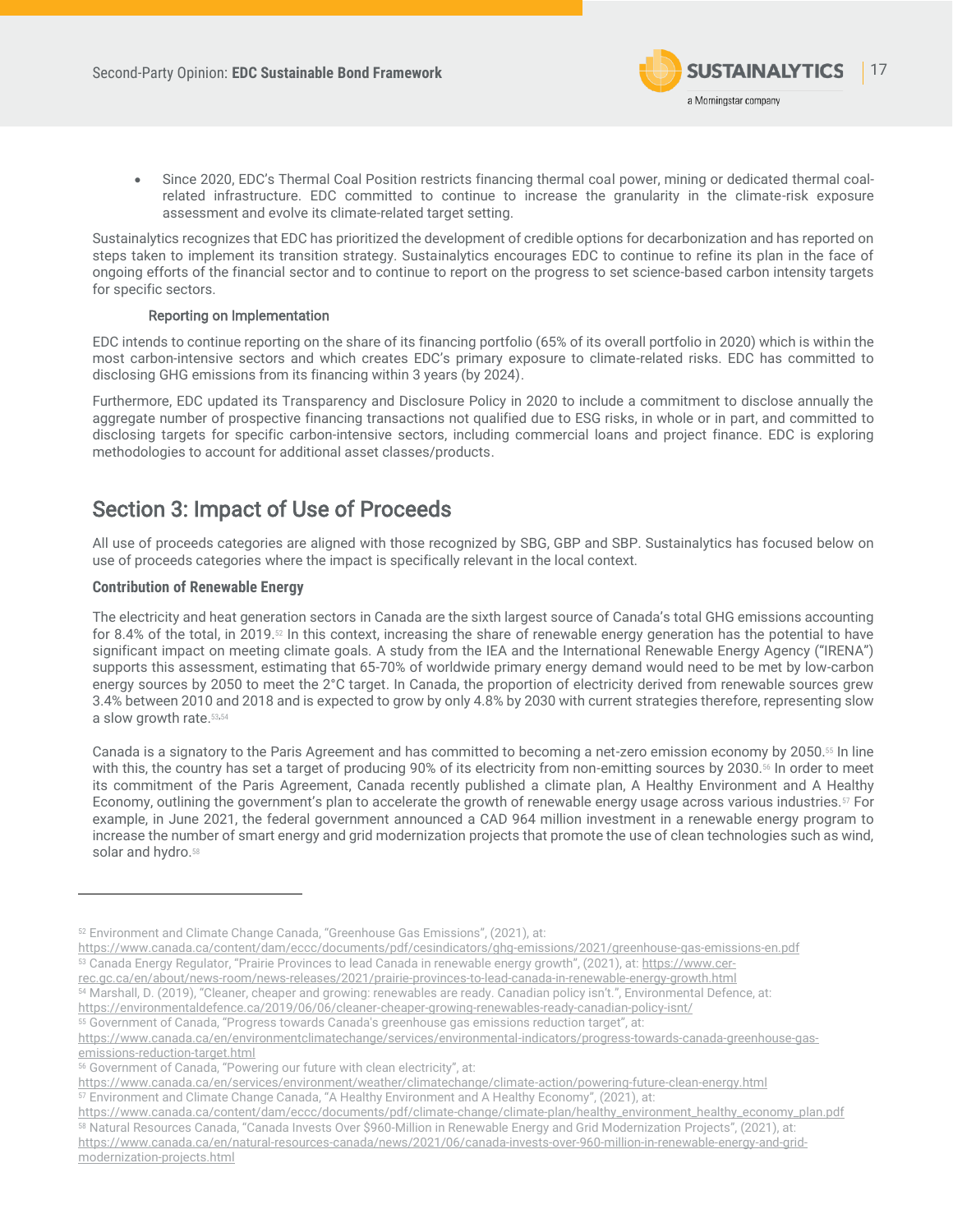- Since 2020, EDC's Thermal Coal Position restricts financing thermal coal power, mining or dedicated thermal coal-related infrastructure. EDC committed to continue to increase the granularity in the climate-risk exposure assessment and evolve its climate-related target setting.

Sustainalytics recognizes that EDC has prioritized the development of credible options for decarbonization and has reported on steps taken to implement its transition strategy. Sustainalytics encourages EDC to continue to refine its plan in the face of ongoing efforts of the financial sector and to continue to report on the progress to set science-based carbon intensity targets for specific sectors.

#### Reporting on Implementation

EDC intends to continue reporting on the share of its financing portfolio (65% of its overall portfolio in 2020) which is within the most carbon-intensive sectors and which creates EDC's primary exposure to climate-related risks. EDC has committed to disclosing GHG emissions from its financing within 3 years (by 2024).

Furthermore, EDC updated its Transparency and Disclosure Policy in 2020 to include a commitment to disclose annually the aggregate number of prospective financing transactions not qualified due to ESG risks, in whole or in part, and committed to disclosing targets for specific carbon-intensive sectors, including commercial loans and project finance. EDC is exploring methodologies to account for additional asset classes/products.

## Section 3: Impact of Use of Proceeds

All use of proceeds categories are aligned with those recognized by SBG, GBP and SBP. Sustainalytics has focused below on use of proceeds categories where the impact is specifically relevant in the local context.

### Contribution of Renewable Energy

The electricity and heat generation sectors in Canada are the sixth largest source of Canada's total GHG emissions accounting for 8.4% of the total, in 2019.[52] In this context, increasing the share of renewable energy generation has the potential to have significant impact on meeting climate goals. A study from the IEA and the International Renewable Energy Agency ("IRENA") supports this assessment, estimating that 65-70% of worldwide primary energy demand would need to be met by low-carbon energy sources by 2050 to meet the 2°C target. In Canada, the proportion of electricity derived from renewable sources grew 3.4% between 2010 and 2018 and is expected to grow by only 4.8% by 2030 with current strategies therefore, representing slow a slow growth rate.[53,54]

Canada is a signatory to the Paris Agreement and has committed to becoming a net-zero emission economy by 2050.[55] In line with this, the country has set a target of producing 90% of its electricity from non-emitting sources by 2030.[56] In order to meet its commitment of the Paris Agreement, Canada recently published a climate plan, A Healthy Environment and A Healthy Economy, outlining the government's plan to accelerate the growth of renewable energy usage across various industries.[57] For example, in June 2021, the federal government announced a CAD 964 million investment in a renewable energy program to increase the number of smart energy and grid modernization projects that promote the use of clean technologies such as wind, solar and hydro.[58]

---

[52] Environment and Climate Change Canada, "Greenhouse Gas Emissions", (2021), at: https://www.canada.ca/content/dam/eccc/documents/pdf/cesindicators/ghg-emissions/2021/greenhouse-gas-emissions-en.pdf

[53] Canada Energy Regulator, "Prairie Provinces to lead Canada in renewable energy growth", (2021), at: https://www.cer-rec.gc.ca/en/about/news-room/news-releases/2021/prairie-provinces-to-lead-canada-in-renewable-energy-growth.html

[54] Marshall, D. (2019), "Cleaner, cheaper and growing: renewables are ready. Canadian policy isn't.", Environmental Defence, at: https://environmentaldefence.ca/2019/06/06/cleaner-cheaper-growing-renewables-ready-canadian-policy-isnt/

[55] Government of Canada, "Progress towards Canada's greenhouse gas emissions reduction target", at: https://www.canada.ca/en/environmentclimatechange/services/environmental-indicators/progress-towards-canada-greenhouse-gas-emissions-reduction-target.html

[56] Government of Canada, "Powering our future with clean electricity", at: https://www.canada.ca/en/services/environment/weather/climatechange/climate-action/powering-future-clean-energy.html

[57] Environment and Climate Change Canada, "A Healthy Environment and A Healthy Economy", (2021), at: https://www.canada.ca/content/dam/eccc/documents/pdf/climate-change/climate-plan/healthy_environment_healthy_economy_plan.pdf

[58] Natural Resources Canada, "Canada Invests Over $960-Million in Renewable Energy and Grid Modernization Projects", (2021), at: https://www.canada.ca/en/natural-resources-canada/news/2021/06/canada-invests-over-960-million-in-renewable-energy-and-grid-modernization-projects.html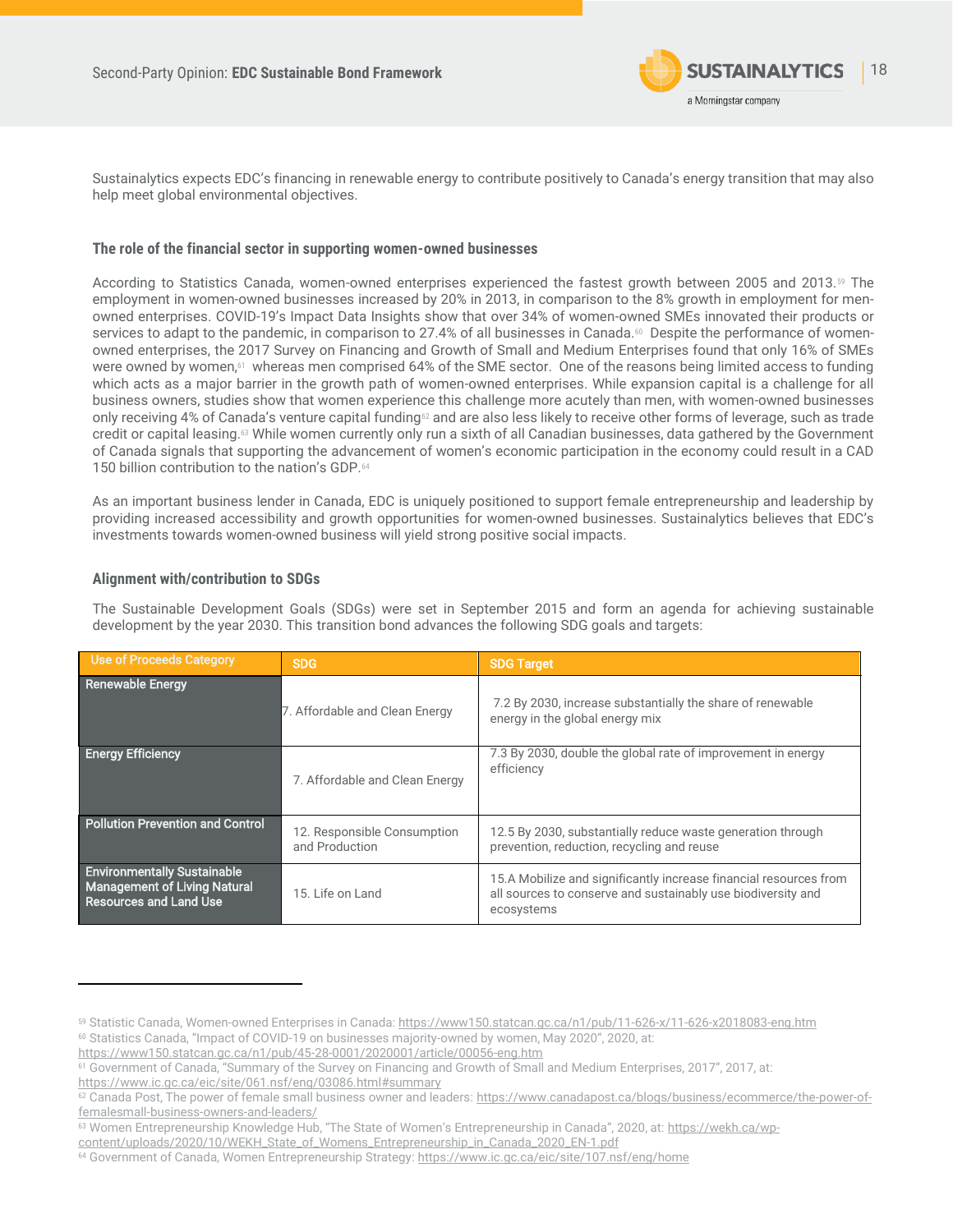Sustainalytics expects EDC's financing in renewable energy to contribute positively to Canada's energy transition that may also help meet global environmental objectives.

### The role of the financial sector in supporting women-owned businesses

According to Statistics Canada, women-owned enterprises experienced the fastest growth between 2005 and 2013.[59] The employment in women-owned businesses increased by 20% in 2013, in comparison to the 8% growth in employment for men-owned enterprises. COVID-19's Impact Data Insights show that over 34% of women-owned SMEs innovated their products or services to adapt to the pandemic, in comparison to 27.4% of all businesses in Canada.[60] Despite the performance of women-owned enterprises, the 2017 Survey on Financing and Growth of Small and Medium Enterprises found that only 16% of SMEs were owned by women,[61] whereas men comprised 64% of the SME sector. One of the reasons being limited access to funding which acts as a major barrier in the growth path of women-owned enterprises. While expansion capital is a challenge for all business owners, studies show that women experience this challenge more acutely than men, with women-owned businesses only receiving 4% of Canada's venture capital funding[62] and are also less likely to receive other forms of leverage, such as trade credit or capital leasing.[63] While women currently only run a sixth of all Canadian businesses, data gathered by the Government of Canada signals that supporting the advancement of women's economic participation in the economy could result in a CAD 150 billion contribution to the nation's GDP.[64]

As an important business lender in Canada, EDC is uniquely positioned to support female entrepreneurship and leadership by providing increased accessibility and growth opportunities for women-owned businesses. Sustainalytics believes that EDC's investments towards women-owned business will yield strong positive social impacts.

### Alignment with/contribution to SDGs

The Sustainable Development Goals (SDGs) were set in September 2015 and form an agenda for achieving sustainable development by the year 2030. This transition bond advances the following SDG goals and targets:

| Use of Proceeds Category | SDG | SDG Target |
|---|---|---|
| Renewable Energy | 7. Affordable and Clean Energy | 7.2 By 2030, increase substantially the share of renewable energy in the global energy mix |
| Energy Efficiency | 7. Affordable and Clean Energy | 7.3 By 2030, double the global rate of improvement in energy efficiency |
| Pollution Prevention and Control | 12. Responsible Consumption and Production | 12.5 By 2030, substantially reduce waste generation through prevention, reduction, recycling and reuse |
| Environmentally Sustainable Management of Living Natural Resources and Land Use | 15. Life on Land | 15.A Mobilize and significantly increase financial resources from all sources to conserve and sustainably use biodiversity and ecosystems |

[59] Statistic Canada, Women-owned Enterprises in Canada: https://www150.statcan.gc.ca/n1/pub/11-626-x/11-626-x2018083-eng.htm
[60] Statistics Canada, "Impact of COVID-19 on businesses majority-owned by women, May 2020", 2020, at: https://www150.statcan.gc.ca/n1/pub/45-28-0001/2020001/article/00056-eng.htm
[61] Government of Canada, "Summary of the Survey on Financing and Growth of Small and Medium Enterprises, 2017", 2017, at: https://www.ic.gc.ca/eic/site/061.nsf/eng/03086.html#summary
[62] Canada Post, The power of female small business owner and leaders: https://www.canadapost.ca/blogs/business/ecommerce/the-power-of-femalesmall-business-owners-and-leaders/
[63] Women Entrepreneurship Knowledge Hub, "The State of Women's Entrepreneurship in Canada", 2020, at: https://wekh.ca/wp-content/uploads/2020/10/WEKH_State_of_Womens_Entrepreneurship_in_Canada_2020_EN-1.pdf
[64] Government of Canada, Women Entrepreneurship Strategy: https://www.ic.gc.ca/eic/site/107.nsf/eng/home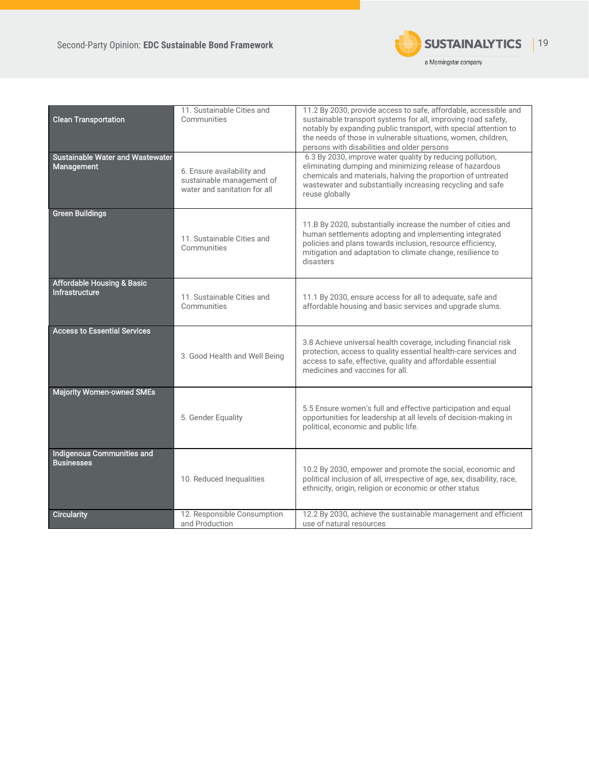| | | |
|---|---|---|
| **Clean Transportation** | 11. Sustainable Cities and Communities | 11.2 By 2030, provide access to safe, affordable, accessible and sustainable transport systems for all, improving road safety, notably by expanding public transport, with special attention to the needs of those in vulnerable situations, women, children, persons with disabilities and older persons |
| **Sustainable Water and Wastewater Management** | 6. Ensure availability and sustainable management of water and sanitation for all | 6.3 By 2030, improve water quality by reducing pollution, eliminating dumping and minimizing release of hazardous chemicals and materials, halving the proportion of untreated wastewater and substantially increasing recycling and safe reuse globally |
| **Green Buildings** | 11. Sustainable Cities and Communities | 11.B By 2020, substantially increase the number of cities and human settlements adopting and implementing integrated policies and plans towards inclusion, resource efficiency, mitigation and adaptation to climate change, resilience to disasters |
| **Affordable Housing & Basic Infrastructure** | 11. Sustainable Cities and Communities | 11.1 By 2030, ensure access for all to adequate, safe and affordable housing and basic services and upgrade slums. |
| **Access to Essential Services** | 3. Good Health and Well Being | 3.8 Achieve universal health coverage, including financial risk protection, access to quality essential health-care services and access to safe, effective, quality and affordable essential medicines and vaccines for all. |
| **Majority Women-owned SMEs** | 5. Gender Equality | 5.5 Ensure women's full and effective participation and equal opportunities for leadership at all levels of decision-making in political, economic and public life. |
| **Indigenous Communities and Businesses** | 10. Reduced Inequalities | 10.2 By 2030, empower and promote the social, economic and political inclusion of all, irrespective of age, sex, disability, race, ethnicity, origin, religion or economic or other status |
| **Circularity** | 12. Responsible Consumption and Production | 12.2 By 2030, achieve the sustainable management and efficient use of natural resources |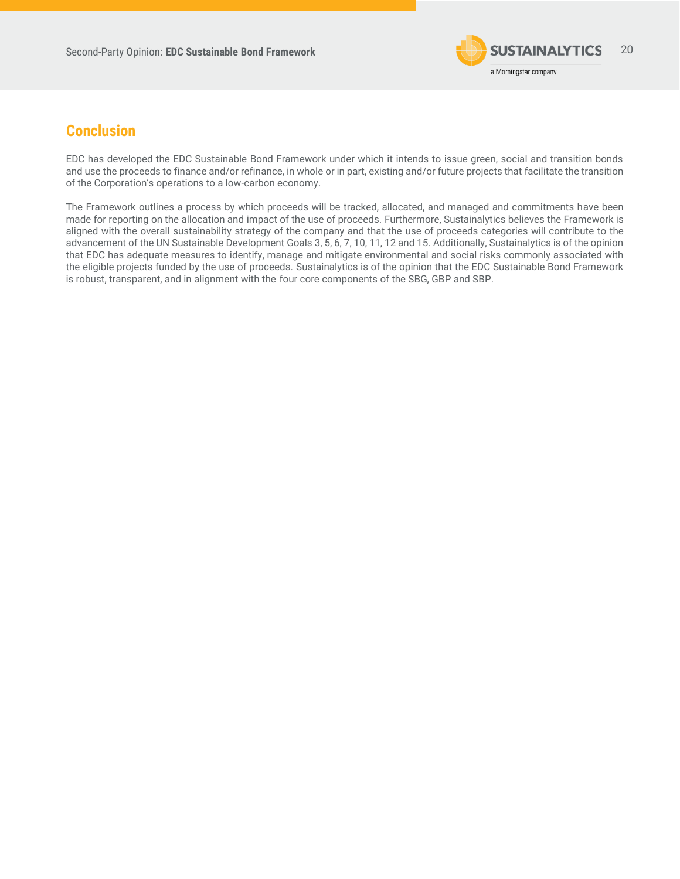## Conclusion

EDC has developed the EDC Sustainable Bond Framework under which it intends to issue green, social and transition bonds and use the proceeds to finance and/or refinance, in whole or in part, existing and/or future projects that facilitate the transition of the Corporation's operations to a low-carbon economy.

The Framework outlines a process by which proceeds will be tracked, allocated, and managed and commitments have been made for reporting on the allocation and impact of the use of proceeds. Furthermore, Sustainalytics believes the Framework is aligned with the overall sustainability strategy of the company and that the use of proceeds categories will contribute to the advancement of the UN Sustainable Development Goals 3, 5, 6, 7, 10, 11, 12 and 15. Additionally, Sustainalytics is of the opinion that EDC has adequate measures to identify, manage and mitigate environmental and social risks commonly associated with the eligible projects funded by the use of proceeds. Sustainalytics is of the opinion that the EDC Sustainable Bond Framework is robust, transparent, and in alignment with the four core components of the SBG, GBP and SBP.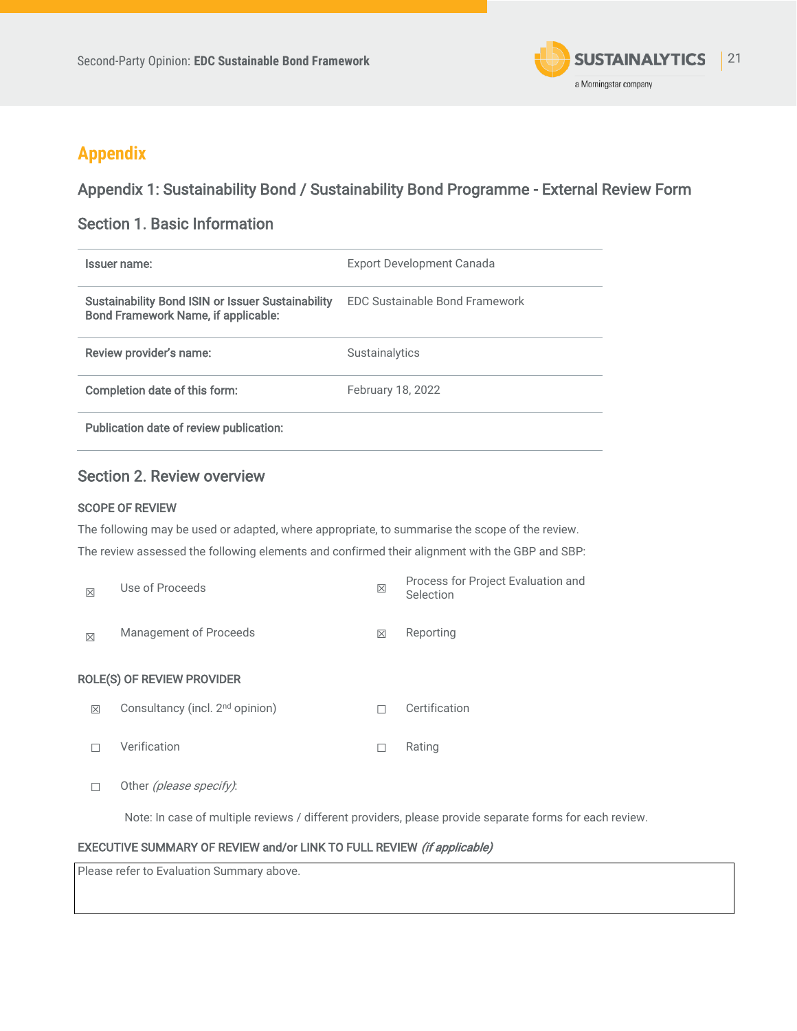# Appendix

## Appendix 1: Sustainability Bond / Sustainability Bond Programme - External Review Form

### Section 1. Basic Information

| | |
|---|---|
| **Issuer name:** | Export Development Canada |
| **Sustainability Bond ISIN or Issuer Sustainability Bond Framework Name, if applicable:** | EDC Sustainable Bond Framework |
| **Review provider's name:** | Sustainalytics |
| **Completion date of this form:** | February 18, 2022 |
| **Publication date of review publication:** | |

### Section 2. Review overview

**SCOPE OF REVIEW**

The following may be used or adapted, where appropriate, to summarise the scope of the review.

The review assessed the following elements and confirmed their alignment with the GBP and SBP:

| | | | |
|---|---|---|---|
| ☒ | Use of Proceeds | ☒ | Process for Project Evaluation and Selection |
| ☒ | Management of Proceeds | ☒ | Reporting |

**ROLE(S) OF REVIEW PROVIDER**

| | | | |
|---|---|---|---|
| ☒ | Consultancy (incl. 2nd opinion) | ☐ | Certification |
| ☐ | Verification | ☐ | Rating |
| ☐ | Other *(please specify)*: | | |

Note: In case of multiple reviews / different providers, please provide separate forms for each review.

**EXECUTIVE SUMMARY OF REVIEW and/or LINK TO FULL REVIEW** *(if applicable)*

Please refer to Evaluation Summary above.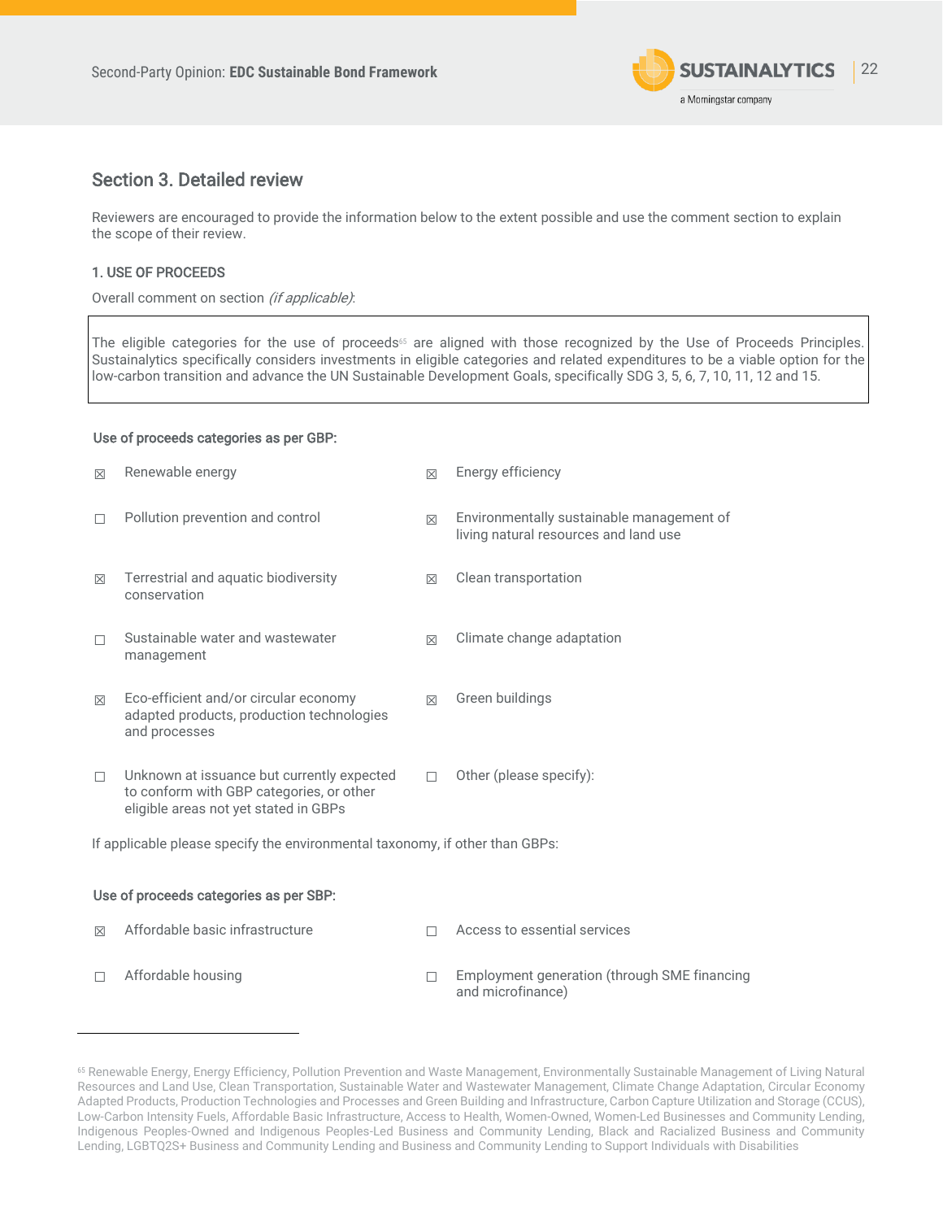## Section 3. Detailed review

Reviewers are encouraged to provide the information below to the extent possible and use the comment section to explain the scope of their review.

### 1. USE OF PROCEEDS

Overall comment on section *(if applicable)*:

The eligible categories for the use of proceeds[65] are aligned with those recognized by the Use of Proceeds Principles. Sustainalytics specifically considers investments in eligible categories and related expenditures to be a viable option for the low-carbon transition and advance the UN Sustainable Development Goals, specifically SDG 3, 5, 6, 7, 10, 11, 12 and 15.

**Use of proceeds categories as per GBP:**

- ☒ Renewable energy
- ☒ Energy efficiency
- ☐ Pollution prevention and control
- ☒ Environmentally sustainable management of living natural resources and land use
- ☒ Terrestrial and aquatic biodiversity conservation
- ☒ Clean transportation
- ☐ Sustainable water and wastewater management
- ☒ Climate change adaptation
- ☒ Eco-efficient and/or circular economy adapted products, production technologies and processes
- ☒ Green buildings
- ☐ Unknown at issuance but currently expected to conform with GBP categories, or other eligible areas not yet stated in GBPs
- ☐ Other (please specify):

If applicable please specify the environmental taxonomy, if other than GBPs:

**Use of proceeds categories as per SBP:**

- ☒ Affordable basic infrastructure
- ☐ Access to essential services
- ☐ Affordable housing
- ☐ Employment generation (through SME financing and microfinance)

---

[65] Renewable Energy, Energy Efficiency, Pollution Prevention and Waste Management, Environmentally Sustainable Management of Living Natural Resources and Land Use, Clean Transportation, Sustainable Water and Wastewater Management, Climate Change Adaptation, Circular Economy Adapted Products, Production Technologies and Processes and Green Building and Infrastructure, Carbon Capture Utilization and Storage (CCUS), Low-Carbon Intensity Fuels, Affordable Basic Infrastructure, Access to Health, Women-Owned, Women-Led Businesses and Community Lending, Indigenous Peoples-Owned and Indigenous Peoples-Led Business and Community Lending, Black and Racialized Business and Community Lending, LGBTQ2S+ Business and Community Lending and Business and Community Lending to Support Individuals with Disabilities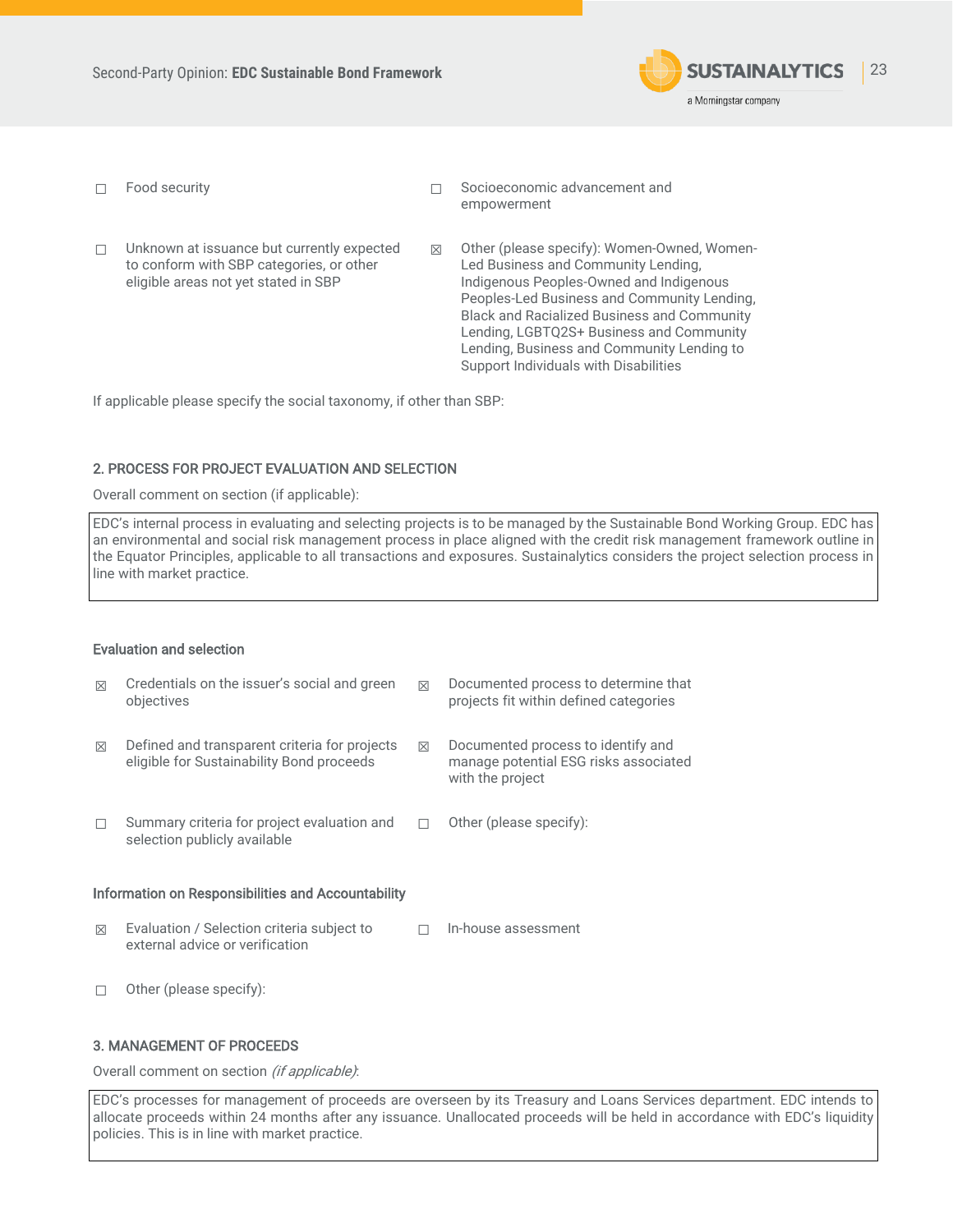☐ Food security

☐ Socioeconomic advancement and empowerment

☐ Unknown at issuance but currently expected to conform with SBP categories, or other eligible areas not yet stated in SBP

☒ Other (please specify): Women-Owned, Women-Led Business and Community Lending, Indigenous Peoples-Owned and Indigenous Peoples-Led Business and Community Lending, Black and Racialized Business and Community Lending, LGBTQ2S+ Business and Community Lending, Business and Community Lending to Support Individuals with Disabilities

If applicable please specify the social taxonomy, if other than SBP:

## 2. PROCESS FOR PROJECT EVALUATION AND SELECTION

Overall comment on section (if applicable):

| EDC's internal process in evaluating and selecting projects is to be managed by the Sustainable Bond Working Group. EDC has an environmental and social risk management process in place aligned with the credit risk management framework outline in the Equator Principles, applicable to all transactions and exposures. Sustainalytics considers the project selection process in line with market practice. |
|---|

### Evaluation and selection

☒ Credentials on the issuer's social and green objectives

☒ Documented process to determine that projects fit within defined categories

☒ Defined and transparent criteria for projects eligible for Sustainability Bond proceeds

☒ Documented process to identify and manage potential ESG risks associated with the project

☐ Summary criteria for project evaluation and selection publicly available

☐ Other (please specify):

### Information on Responsibilities and Accountability

☒ Evaluation / Selection criteria subject to external advice or verification

☐ In-house assessment

☐ Other (please specify):

## 3. MANAGEMENT OF PROCEEDS

Overall comment on section *(if applicable)*:

| EDC's processes for management of proceeds are overseen by its Treasury and Loans Services department. EDC intends to allocate proceeds within 24 months after any issuance. Unallocated proceeds will be held in accordance with EDC's liquidity policies. This is in line with market practice. |
|---|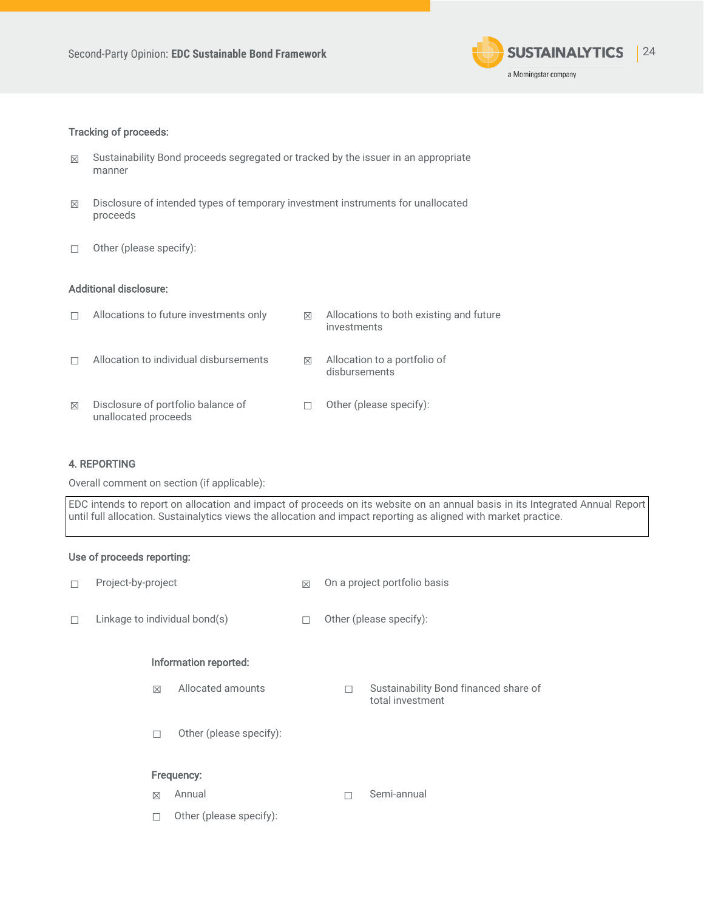**Tracking of proceeds:**

☒ Sustainability Bond proceeds segregated or tracked by the issuer in an appropriate manner

☒ Disclosure of intended types of temporary investment instruments for unallocated proceeds

☐ Other (please specify):

**Additional disclosure:**

☐ Allocations to future investments only

☒ Allocations to both existing and future investments

☐ Allocation to individual disbursements

☒ Allocation to a portfolio of disbursements

☒ Disclosure of portfolio balance of unallocated proceeds

☐ Other (please specify):

**4. REPORTING**

Overall comment on section (if applicable):

EDC intends to report on allocation and impact of proceeds on its website on an annual basis in its Integrated Annual Report until full allocation. Sustainalytics views the allocation and impact reporting as aligned with market practice.

**Use of proceeds reporting:**

☐ Project-by-project

☒ On a project portfolio basis

☐ Linkage to individual bond(s)

☐ Other (please specify):

**Information reported:**

☒ Allocated amounts

☐ Sustainability Bond financed share of total investment

☐ Other (please specify):

**Frequency:**

☒ Annual

☐ Semi-annual

☐ Other (please specify):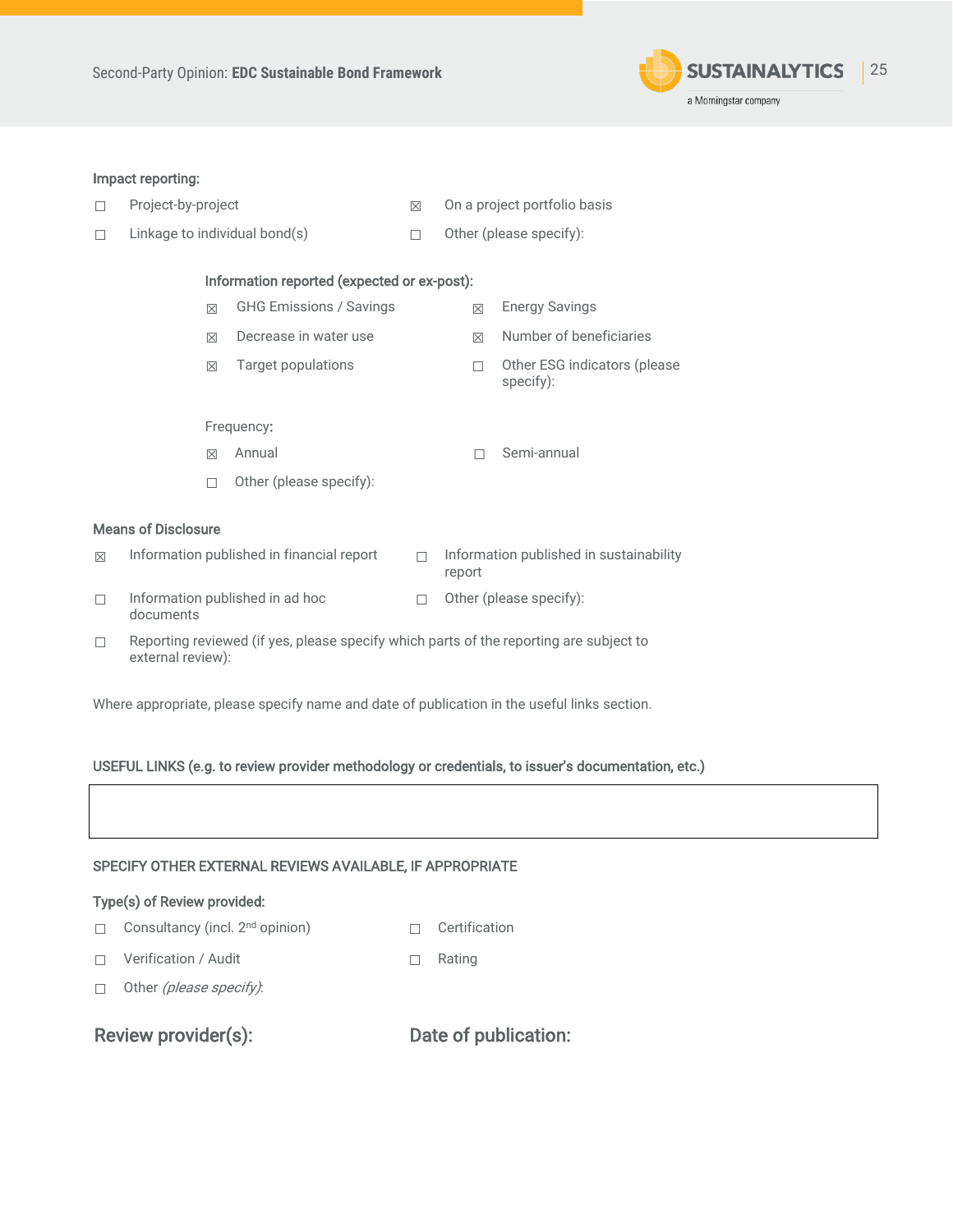**Impact reporting:**

- ☐ Project-by-project
- ☒ On a project portfolio basis
- ☐ Linkage to individual bond(s)
- ☐ Other (please specify):

**Information reported (expected or ex-post):**

- ☒ GHG Emissions / Savings
- ☒ Energy Savings
- ☒ Decrease in water use
- ☒ Number of beneficiaries
- ☒ Target populations
- ☐ Other ESG indicators (please specify):

Frequency:

- ☒ Annual
- ☐ Semi-annual
- ☐ Other (please specify):

**Means of Disclosure**

- ☒ Information published in financial report
- ☐ Information published in sustainability report
- ☐ Information published in ad hoc documents
- ☐ Other (please specify):
- ☐ Reporting reviewed (if yes, please specify which parts of the reporting are subject to external review):

Where appropriate, please specify name and date of publication in the useful links section.

**USEFUL LINKS (e.g. to review provider methodology or credentials, to issuer's documentation, etc.)**

| |
|---|
| |

**SPECIFY OTHER EXTERNAL REVIEWS AVAILABLE, IF APPROPRIATE**

**Type(s) of Review provided:**

- ☐ Consultancy (incl. 2nd opinion)
- ☐ Certification
- ☐ Verification / Audit
- ☐ Rating
- ☐ Other *(please specify)*:

**Review provider(s):**

**Date of publication:**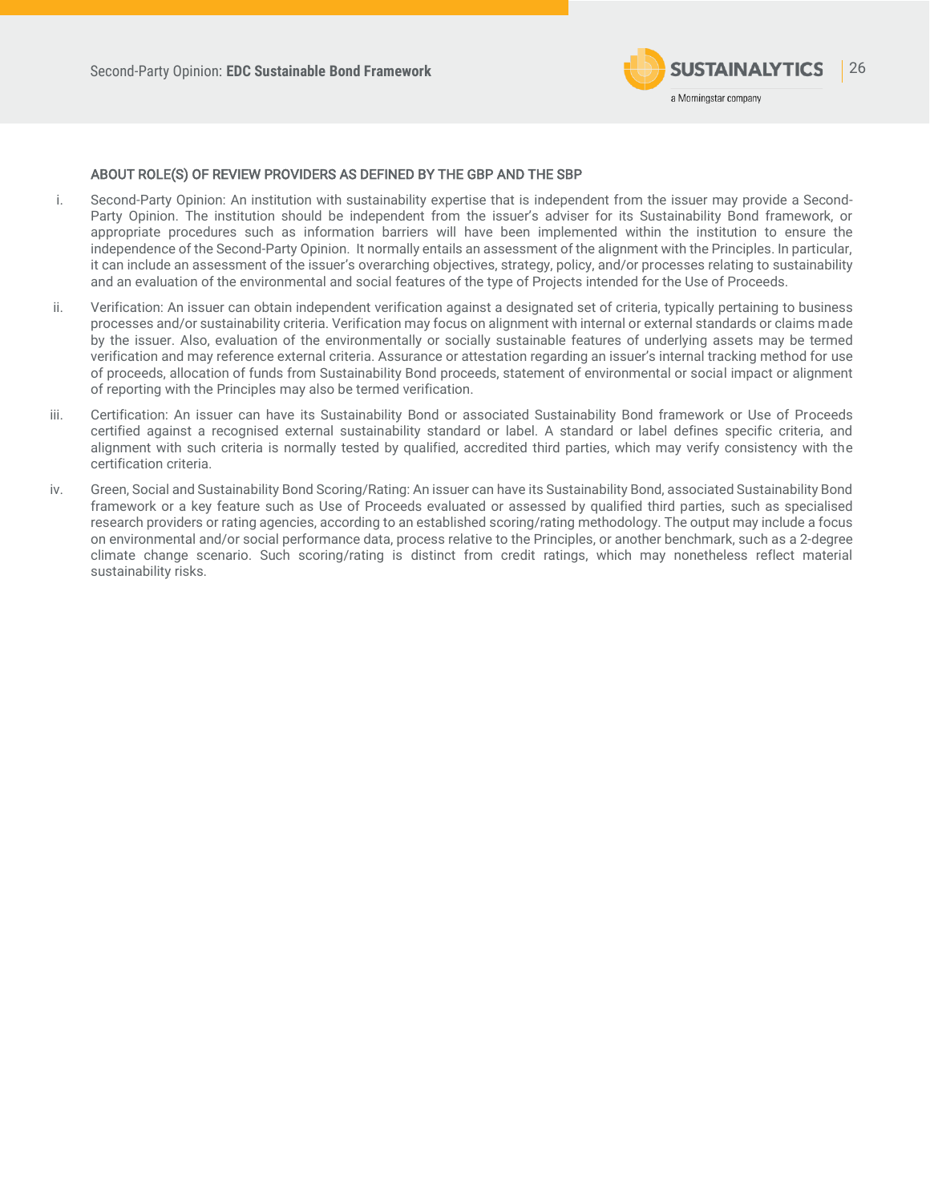### ABOUT ROLE(S) OF REVIEW PROVIDERS AS DEFINED BY THE GBP AND THE SBP

i. Second-Party Opinion: An institution with sustainability expertise that is independent from the issuer may provide a Second-Party Opinion. The institution should be independent from the issuer's adviser for its Sustainability Bond framework, or appropriate procedures such as information barriers will have been implemented within the institution to ensure the independence of the Second-Party Opinion. It normally entails an assessment of the alignment with the Principles. In particular, it can include an assessment of the issuer's overarching objectives, strategy, policy, and/or processes relating to sustainability and an evaluation of the environmental and social features of the type of Projects intended for the Use of Proceeds.

ii. Verification: An issuer can obtain independent verification against a designated set of criteria, typically pertaining to business processes and/or sustainability criteria. Verification may focus on alignment with internal or external standards or claims made by the issuer. Also, evaluation of the environmentally or socially sustainable features of underlying assets may be termed verification and may reference external criteria. Assurance or attestation regarding an issuer's internal tracking method for use of proceeds, allocation of funds from Sustainability Bond proceeds, statement of environmental or social impact or alignment of reporting with the Principles may also be termed verification.

iii. Certification: An issuer can have its Sustainability Bond or associated Sustainability Bond framework or Use of Proceeds certified against a recognised external sustainability standard or label. A standard or label defines specific criteria, and alignment with such criteria is normally tested by qualified, accredited third parties, which may verify consistency with the certification criteria.

iv. Green, Social and Sustainability Bond Scoring/Rating: An issuer can have its Sustainability Bond, associated Sustainability Bond framework or a key feature such as Use of Proceeds evaluated or assessed by qualified third parties, such as specialised research providers or rating agencies, according to an established scoring/rating methodology. The output may include a focus on environmental and/or social performance data, process relative to the Principles, or another benchmark, such as a 2-degree climate change scenario. Such scoring/rating is distinct from credit ratings, which may nonetheless reflect material sustainability risks.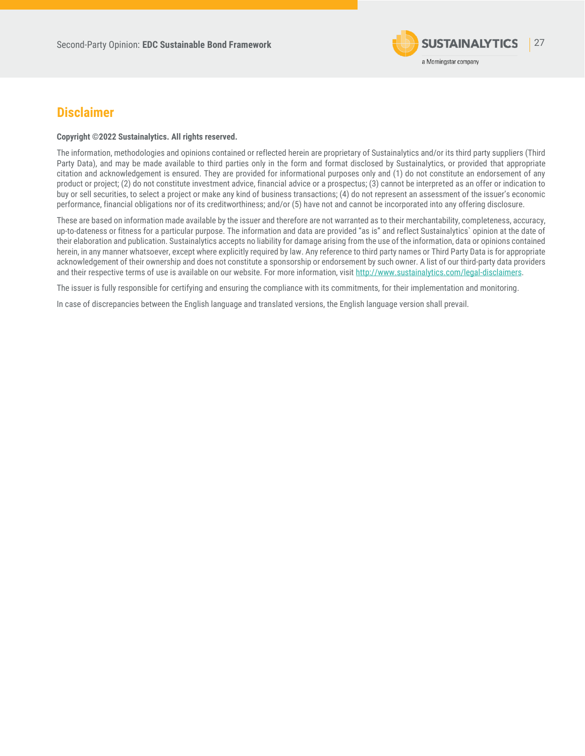## Disclaimer

**Copyright ©2022 Sustainalytics. All rights reserved.**

The information, methodologies and opinions contained or reflected herein are proprietary of Sustainalytics and/or its third party suppliers (Third Party Data), and may be made available to third parties only in the form and format disclosed by Sustainalytics, or provided that appropriate citation and acknowledgement is ensured. They are provided for informational purposes only and (1) do not constitute an endorsement of any product or project; (2) do not constitute investment advice, financial advice or a prospectus; (3) cannot be interpreted as an offer or indication to buy or sell securities, to select a project or make any kind of business transactions; (4) do not represent an assessment of the issuer's economic performance, financial obligations nor of its creditworthiness; and/or (5) have not and cannot be incorporated into any offering disclosure.

These are based on information made available by the issuer and therefore are not warranted as to their merchantability, completeness, accuracy, up-to-dateness or fitness for a particular purpose. The information and data are provided "as is" and reflect Sustainalytics` opinion at the date of their elaboration and publication. Sustainalytics accepts no liability for damage arising from the use of the information, data or opinions contained herein, in any manner whatsoever, except where explicitly required by law. Any reference to third party names or Third Party Data is for appropriate acknowledgement of their ownership and does not constitute a sponsorship or endorsement by such owner. A list of our third-party data providers and their respective terms of use is available on our website. For more information, visit http://www.sustainalytics.com/legal-disclaimers.

The issuer is fully responsible for certifying and ensuring the compliance with its commitments, for their implementation and monitoring.

In case of discrepancies between the English language and translated versions, the English language version shall prevail.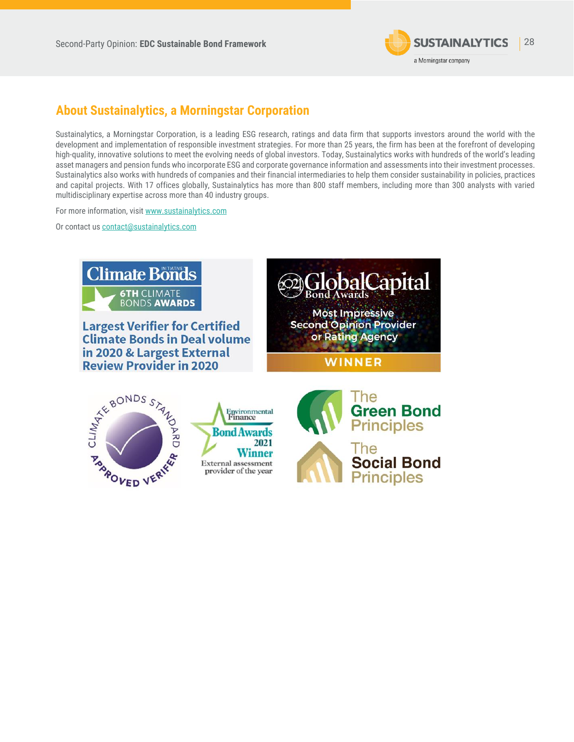## About Sustainalytics, a Morningstar Corporation

Sustainalytics, a Morningstar Corporation, is a leading ESG research, ratings and data firm that supports investors around the world with the development and implementation of responsible investment strategies. For more than 25 years, the firm has been at the forefront of developing high-quality, innovative solutions to meet the evolving needs of global investors. Today, Sustainalytics works with hundreds of the world's leading asset managers and pension funds who incorporate ESG and corporate governance information and assessments into their investment processes. Sustainalytics also works with hundreds of companies and their financial intermediaries to help them consider sustainability in policies, practices and capital projects. With 17 offices globally, Sustainalytics has more than 800 staff members, including more than 300 analysts with varied multidisciplinary expertise across more than 40 industry groups.

For more information, visit www.sustainalytics.com

Or contact us contact@sustainalytics.com

Climate Bonds Initiative
6TH CLIMATE BONDS AWARDS
Largest Verifier for Certified Climate Bonds in Deal volume in 2020 & Largest External Review Provider in 2020

2021 GlobalCapital Bond Awards
Most Impressive Second Opinion Provider or Rating Agency
WINNER

Climate Bonds Standard Approved Verifier

Environmental Finance Bond Awards 2021 Winner
External assessment provider of the year

The Green Bond Principles

The Social Bond Principles